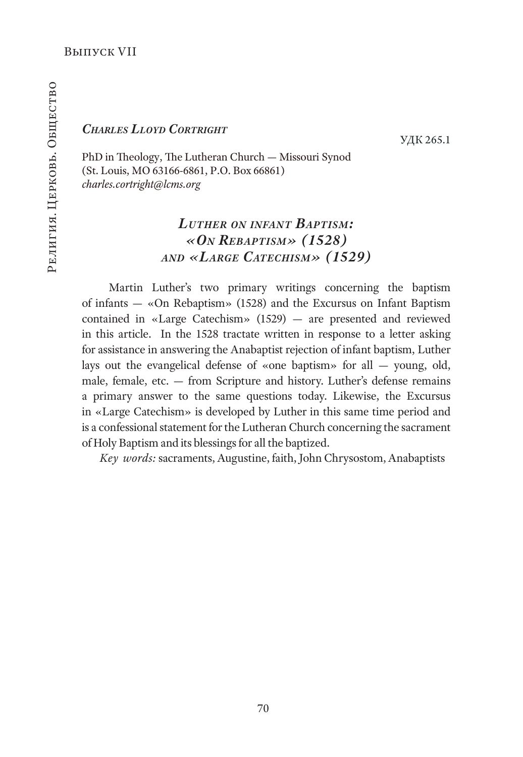*Charles Lloyd Cortright*

УДК 265.1

PhD in Theology, The Lutheran Church — Missouri Synod
(St. Louis, MO 63166-6861, P.O. Box 66861)
*charles.cortright@lcms.org*

# *Luther on infant Baptism: «On Rebaptism» (1528) and «Large Catechism» (1529)*

Martin Luther's two primary writings concerning the baptism of infants — «On Rebaptism» (1528) and the Excursus on Infant Baptism contained in «Large Catechism» (1529) — are presented and reviewed in this article. In the 1528 tractate written in response to a letter asking for assistance in answering the Anabaptist rejection of infant baptism, Luther lays out the evangelical defense of «one baptism» for all — young, old, male, female, etc. — from Scripture and history. Luther's defense remains a primary answer to the same questions today. Likewise, the Excursus in «Large Catechism» is developed by Luther in this same time period and is a confessional statement for the Lutheran Church concerning the sacrament of Holy Baptism and its blessings for all the baptized.

*Key words:* sacraments, Augustine, faith, John Chrysostom, Anabaptists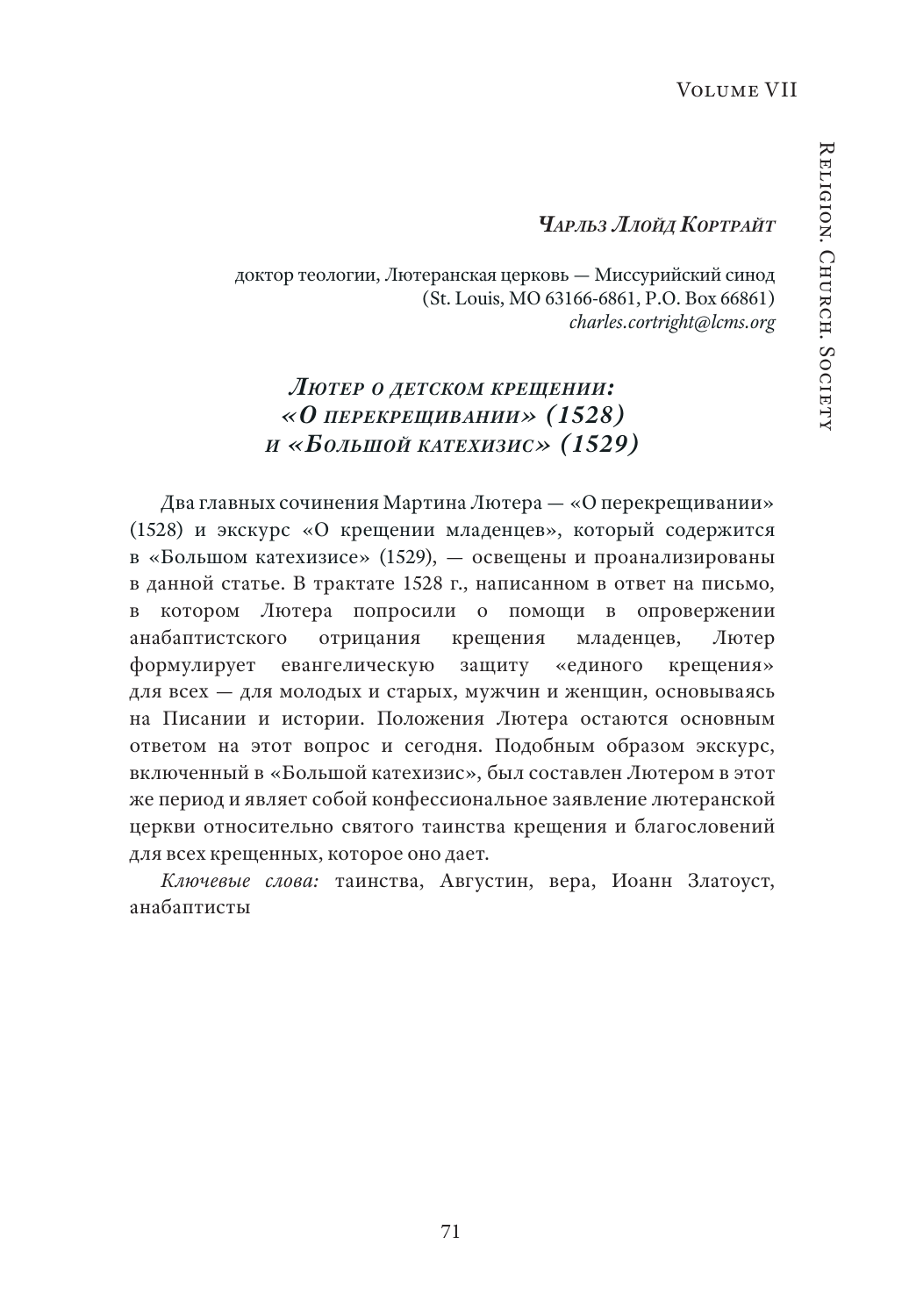***Чарльз Ллойд Кортрайт***

доктор теологии, Лютеранская церковь — Миссурийский синод
(St. Louis, MO 63166-6861, P.O. Box 66861)
*charles.cortright@lcms.org*

## *Лютер о детском крещении: «О перекрещивании» (1528) и «Большой катехизис» (1529)*

Два главных сочинения Мартина Лютера — «О перекрещивании» (1528) и экскурс «О крещении младенцев», который содержится в «Большом катехизисе» (1529), — освещены и проанализированы в данной статье. В трактате 1528 г., написанном в ответ на письмо, в котором Лютера попросили о помощи в опровержении анабаптистского отрицания крещения младенцев, Лютер формулирует евангелическую защиту «единого крещения» для всех — для молодых и старых, мужчин и женщин, основываясь на Писании и истории. Положения Лютера остаются основным ответом на этот вопрос и сегодня. Подобным образом экскурс, включенный в «Большой катехизис», был составлен Лютером в этот же период и являет собой конфессиональное заявление лютеранской церкви относительно святого таинства крещения и благословений для всех крещенных, которое оно дает.

*Ключевые слова:* таинства, Августин, вера, Иоанн Златоуст, анабаптисты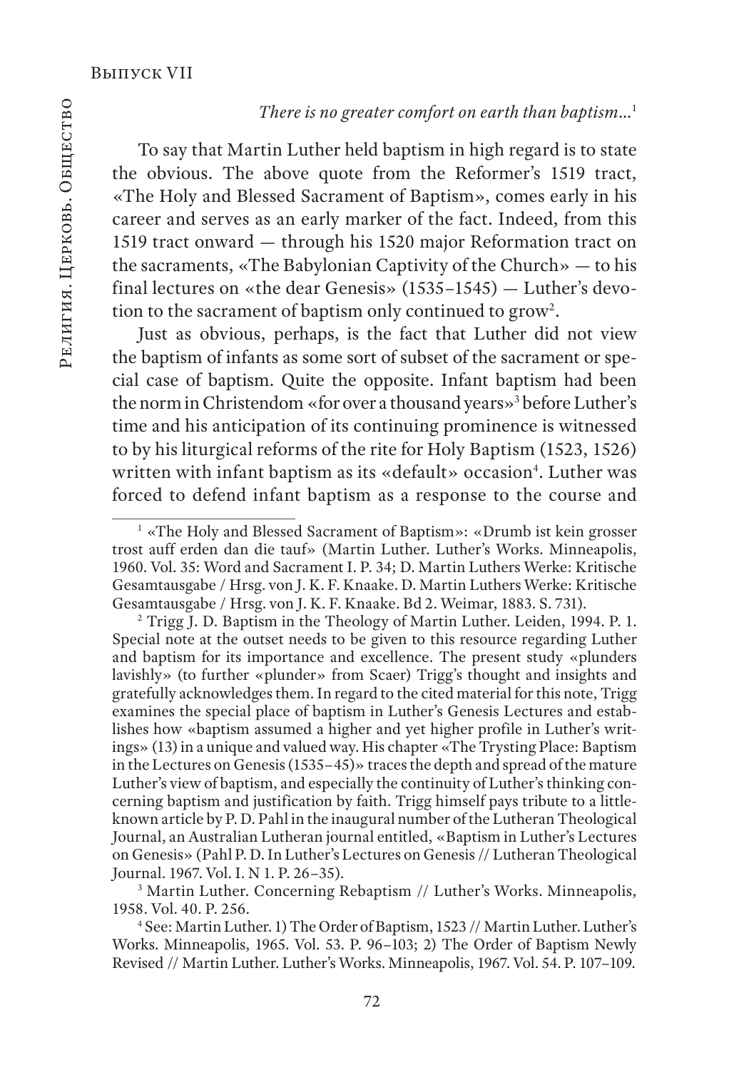*There is no greater comfort on earth than baptism…*[1]

To say that Martin Luther held baptism in high regard is to state the obvious. The above quote from the Reformer's 1519 tract, «The Holy and Blessed Sacrament of Baptism», comes early in his career and serves as an early marker of the fact. Indeed, from this 1519 tract onward — through his 1520 major Reformation tract on the sacraments, «The Babylonian Captivity of the Church» — to his final lectures on «the dear Genesis» (1535–1545) — Luther's devotion to the sacrament of baptism only continued to grow[2].

Just as obvious, perhaps, is the fact that Luther did not view the baptism of infants as some sort of subset of the sacrament or special case of baptism. Quite the opposite. Infant baptism had been the norm in Christendom «for over a thousand years»[3] before Luther's time and his anticipation of its continuing prominence is witnessed to by his liturgical reforms of the rite for Holy Baptism (1523, 1526) written with infant baptism as its «default» occasion[4]. Luther was forced to defend infant baptism as a response to the course and

---

[1] «The Holy and Blessed Sacrament of Baptism»: «Drumb ist kein grosser trost auff erden dan die tauf» (Martin Luther. Luther's Works. Minneapolis, 1960. Vol. 35: Word and Sacrament I. P. 34; D. Martin Luthers Werke: Kritische Gesamtausgabe / Hrsg. von J. K. F. Knaake. D. Martin Luthers Werke: Kritische Gesamtausgabe / Hrsg. von J. K. F. Knaake. Bd 2. Weimar, 1883. S. 731).

[2] Trigg J. D. Baptism in the Theology of Martin Luther. Leiden, 1994. P. 1. Special note at the outset needs to be given to this resource regarding Luther and baptism for its importance and excellence. The present study «plunders lavishly» (to further «plunder» from Scaer) Trigg's thought and insights and gratefully acknowledges them. In regard to the cited material for this note, Trigg examines the special place of baptism in Luther's Genesis Lectures and establishes how «baptism assumed a higher and yet higher profile in Luther's writings» (13) in a unique and valued way. His chapter «The Trysting Place: Baptism in the Lectures on Genesis (1535–45)» traces the depth and spread of the mature Luther's view of baptism, and especially the continuity of Luther's thinking concerning baptism and justification by faith. Trigg himself pays tribute to a little-known article by P. D. Pahl in the inaugural number of the Lutheran Theological Journal, an Australian Lutheran journal entitled, «Baptism in Luther's Lectures on Genesis» (Pahl P. D. In Luther's Lectures on Genesis // Lutheran Theological Journal. 1967. Vol. I. N 1. P. 26–35).

[3] Martin Luther. Concerning Rebaptism // Luther's Works. Minneapolis, 1958. Vol. 40. P. 256.

[4] See: Martin Luther. 1) The Order of Baptism, 1523 // Martin Luther. Luther's Works. Minneapolis, 1965. Vol. 53. P. 96–103; 2) The Order of Baptism Newly Revised // Martin Luther. Luther's Works. Minneapolis, 1967. Vol. 54. P. 107–109.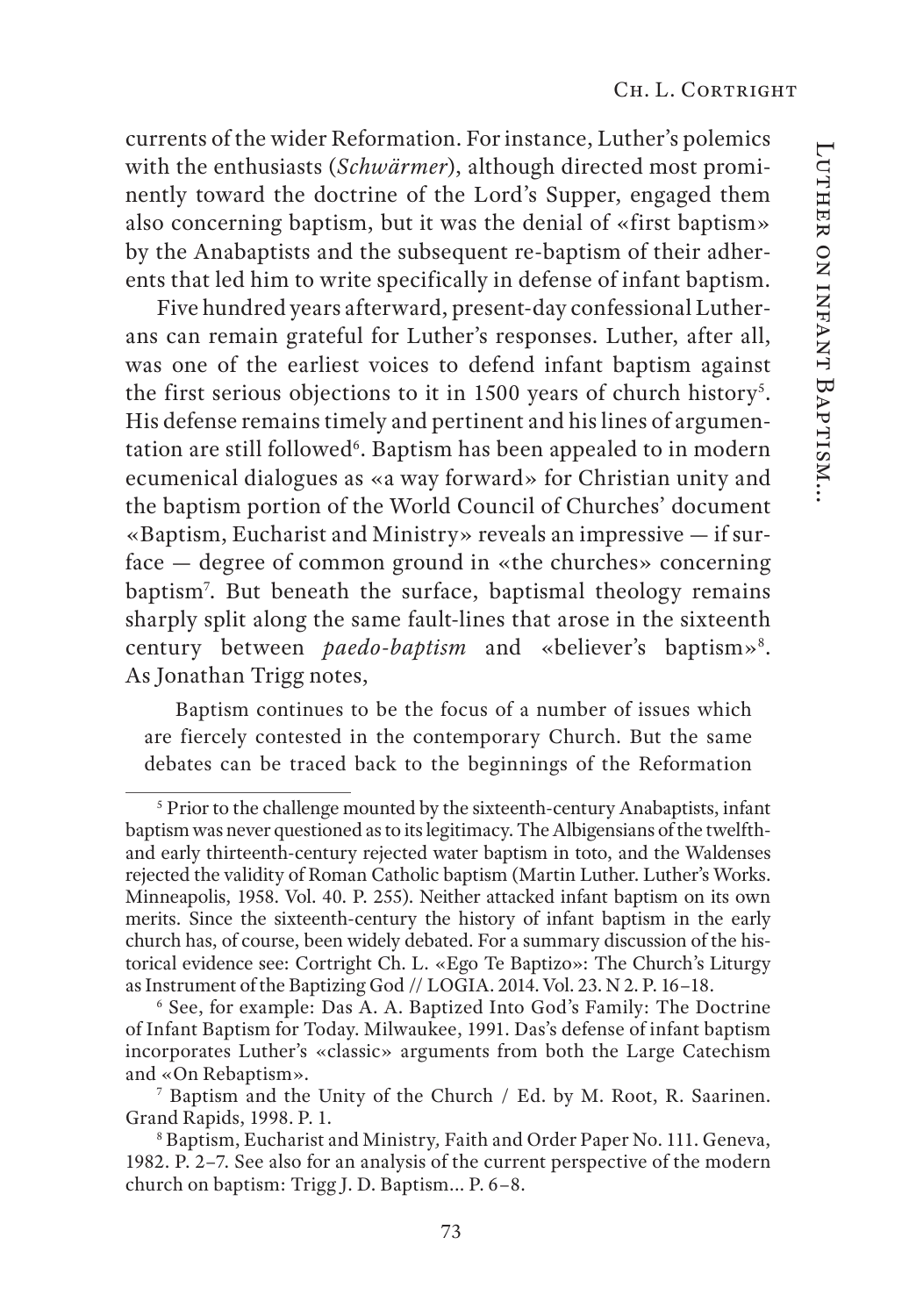currents of the wider Reformation. For instance, Luther's polemics with the enthusiasts (*Schwärmer*), although directed most prominently toward the doctrine of the Lord's Supper, engaged them also concerning baptism, but it was the denial of «first baptism» by the Anabaptists and the subsequent re-baptism of their adherents that led him to write specifically in defense of infant baptism.

Five hundred years afterward, present-day confessional Lutherans can remain grateful for Luther's responses. Luther, after all, was one of the earliest voices to defend infant baptism against the first serious objections to it in 1500 years of church history[5]. His defense remains timely and pertinent and his lines of argumentation are still followed[6]. Baptism has been appealed to in modern ecumenical dialogues as «a way forward» for Christian unity and the baptism portion of the World Council of Churches' document «Baptism, Eucharist and Ministry» reveals an impressive — if surface — degree of common ground in «the churches» concerning baptism[7]. But beneath the surface, baptismal theology remains sharply split along the same fault-lines that arose in the sixteenth century between *paedo-baptism* and «believer's baptism»[8]. As Jonathan Trigg notes,

> Baptism continues to be the focus of a number of issues which are fiercely contested in the contemporary Church. But the same debates can be traced back to the beginnings of the Reformation

---

[5] Prior to the challenge mounted by the sixteenth-century Anabaptists, infant baptism was never questioned as to its legitimacy. The Albigensians of the twelfth- and early thirteenth-century rejected water baptism in toto, and the Waldenses rejected the validity of Roman Catholic baptism (Martin Luther. Luther's Works. Minneapolis, 1958. Vol. 40. P. 255). Neither attacked infant baptism on its own merits. Since the sixteenth-century the history of infant baptism in the early church has, of course, been widely debated. For a summary discussion of the historical evidence see: Cortright Ch. L. «Ego Te Baptizo»: The Church's Liturgy as Instrument of the Baptizing God // LOGIA. 2014. Vol. 23. N 2. P. 16–18.

[6] See, for example: Das A. A. Baptized Into God's Family: The Doctrine of Infant Baptism for Today. Milwaukee, 1991. Das's defense of infant baptism incorporates Luther's «classic» arguments from both the Large Catechism and «On Rebaptism».

[7] Baptism and the Unity of the Church / Ed. by M. Root, R. Saarinen. Grand Rapids, 1998. P. 1.

[8] Baptism, Eucharist and Ministry, Faith and Order Paper No. 111. Geneva, 1982. P. 2–7. See also for an analysis of the current perspective of the modern church on baptism: Trigg J. D. Baptism... P. 6–8.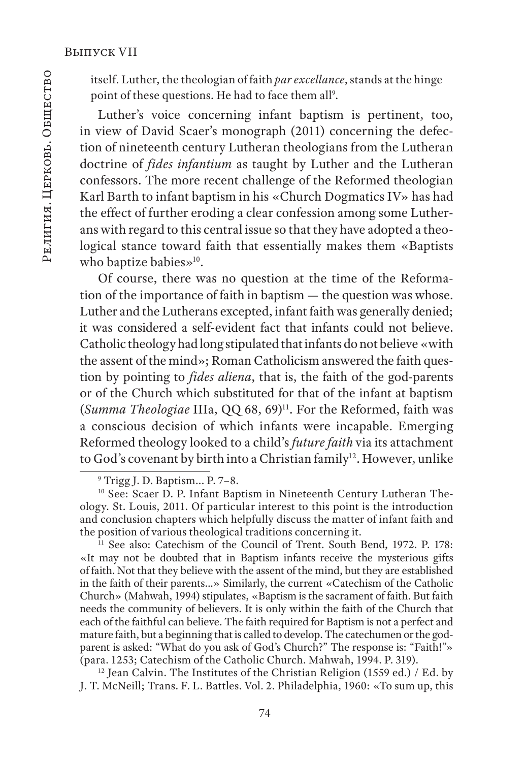itself. Luther, the theologian of faith *par excellance*, stands at the hinge point of these questions. He had to face them all[9].

Luther's voice concerning infant baptism is pertinent, too, in view of David Scaer's monograph (2011) concerning the defection of nineteenth century Lutheran theologians from the Lutheran doctrine of *fides infantium* as taught by Luther and the Lutheran confessors. The more recent challenge of the Reformed theologian Karl Barth to infant baptism in his «Church Dogmatics IV» has had the effect of further eroding a clear confession among some Lutherans with regard to this central issue so that they have adopted a theological stance toward faith that essentially makes them «Baptists who baptize babies»[10].

Of course, there was no question at the time of the Reformation of the importance of faith in baptism — the question was whose. Luther and the Lutherans excepted, infant faith was generally denied; it was considered a self-evident fact that infants could not believe. Catholic theology had long stipulated that infants do not believe «with the assent of the mind»; Roman Catholicism answered the faith question by pointing to *fides aliena*, that is, the faith of the god-parents or of the Church which substituted for that of the infant at baptism (*Summa Theologiae* IIIa, QQ 68, 69)[11]. For the Reformed, faith was a conscious decision of which infants were incapable. Emerging Reformed theology looked to a child's *future faith* via its attachment to God's covenant by birth into a Christian family[12]. However, unlike

---

[9] Trigg J. D. Baptism... P. 7–8.

[10] See: Scaer D. P. Infant Baptism in Nineteenth Century Lutheran Theology. St. Louis, 2011. Of particular interest to this point is the introduction and conclusion chapters which helpfully discuss the matter of infant faith and the position of various theological traditions concerning it.

[11] See also: Catechism of the Council of Trent. South Bend, 1972. P. 178: «It may not be doubted that in Baptism infants receive the mysterious gifts of faith. Not that they believe with the assent of the mind, but they are established in the faith of their parents...» Similarly, the current «Catechism of the Catholic Church» (Mahwah, 1994) stipulates, «Baptism is the sacrament of faith. But faith needs the community of believers. It is only within the faith of the Church that each of the faithful can believe. The faith required for Baptism is not a perfect and mature faith, but a beginning that is called to develop. The catechumen or the godparent is asked: "What do you ask of God's Church?" The response is: "Faith!"» (para. 1253; Catechism of the Catholic Church. Mahwah, 1994. P. 319).

[12] Jean Calvin. The Institutes of the Christian Religion (1559 ed.) / Ed. by J. T. McNeill; Trans. F. L. Battles. Vol. 2. Philadelphia, 1960: «To sum up, this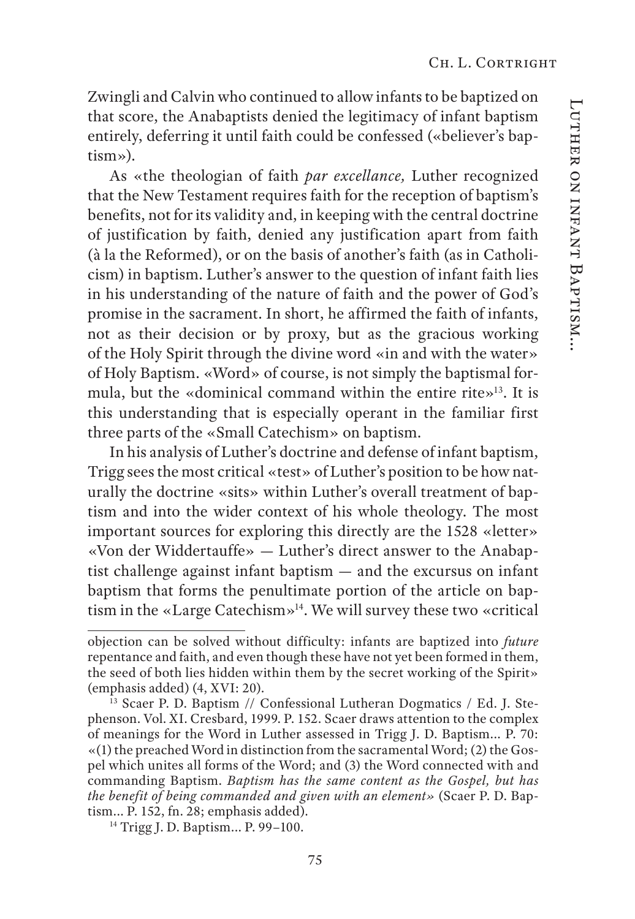Zwingli and Calvin who continued to allow infants to be baptized on that score, the Anabaptists denied the legitimacy of infant baptism entirely, deferring it until faith could be confessed («believer's baptism»).

As «the theologian of faith *par excellance,* Luther recognized that the New Testament requires faith for the reception of baptism's benefits, not for its validity and, in keeping with the central doctrine of justification by faith, denied any justification apart from faith (à la the Reformed), or on the basis of another's faith (as in Catholicism) in baptism. Luther's answer to the question of infant faith lies in his understanding of the nature of faith and the power of God's promise in the sacrament. In short, he affirmed the faith of infants, not as their decision or by proxy, but as the gracious working of the Holy Spirit through the divine word «in and with the water» of Holy Baptism. «Word» of course, is not simply the baptismal formula, but the «dominical command within the entire rite»[13]. It is this understanding that is especially operant in the familiar first three parts of the «Small Catechism» on baptism.

In his analysis of Luther's doctrine and defense of infant baptism, Trigg sees the most critical «test» of Luther's position to be how naturally the doctrine «sits» within Luther's overall treatment of baptism and into the wider context of his whole theology. The most important sources for exploring this directly are the 1528 «letter» «Von der Widdertauffe» — Luther's direct answer to the Anabaptist challenge against infant baptism — and the excursus on infant baptism that forms the penultimate portion of the article on baptism in the «Large Catechism»[14]. We will survey these two «critical

---

objection can be solved without difficulty: infants are baptized into *future* repentance and faith, and even though these have not yet been formed in them, the seed of both lies hidden within them by the secret working of the Spirit» (emphasis added) (4, XVI: 20).

[13] Scaer P. D. Baptism // Confessional Lutheran Dogmatics / Ed. J. Stephenson. Vol. XI. Cresbard, 1999. P. 152. Scaer draws attention to the complex of meanings for the Word in Luther assessed in Trigg J. D. Baptism... P. 70: «(1) the preached Word in distinction from the sacramental Word; (2) the Gospel which unites all forms of the Word; and (3) the Word connected with and commanding Baptism. *Baptism has the same content as the Gospel, but has the benefit of being commanded and given with an element»* (Scaer P. D. Baptism... P. 152, fn. 28; emphasis added).

[14] Trigg J. D. Baptism... P. 99–100.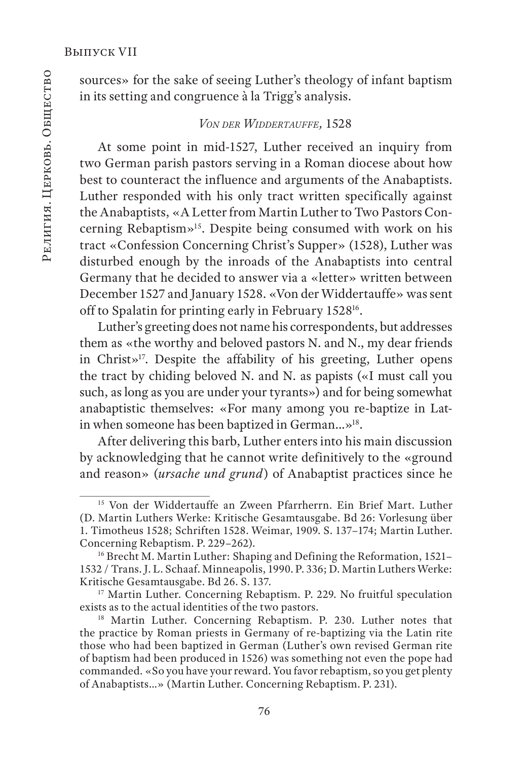sources» for the sake of seeing Luther's theology of infant baptism in its setting and congruence à la Trigg's analysis.

### *Von der Widdertauffe,* 1528

At some point in mid-1527, Luther received an inquiry from two German parish pastors serving in a Roman diocese about how best to counteract the influence and arguments of the Anabaptists. Luther responded with his only tract written specifically against the Anabaptists, «A Letter from Martin Luther to Two Pastors Concerning Rebaptism»[15]. Despite being consumed with work on his tract «Confession Concerning Christ's Supper» (1528), Luther was disturbed enough by the inroads of the Anabaptists into central Germany that he decided to answer via a «letter» written between December 1527 and January 1528. «Von der Widdertauffe» was sent off to Spalatin for printing early in February 1528[16].

Luther's greeting does not name his correspondents, but addresses them as «the worthy and beloved pastors N. and N., my dear friends in Christ»[17]. Despite the affability of his greeting, Luther opens the tract by chiding beloved N. and N. as papists («I must call you such, as long as you are under your tyrants») and for being somewhat anabaptistic themselves: «For many among you re-baptize in Latin when someone has been baptized in German...»[18].

After delivering this barb, Luther enters into his main discussion by acknowledging that he cannot write definitively to the «ground and reason» (*ursache und grund*) of Anabaptist practices since he

---

[15] Von der Widdertauffe an Zween Pfarrherrn. Ein Brief Mart. Luther (D. Martin Luthers Werke: Kritische Gesamtausgabe. Bd 26: Vorlesung über 1. Timotheus 1528; Schriften 1528. Weimar, 1909. S. 137–174; Martin Luther. Concerning Rebaptism. P. 229–262).

[16] Brecht M. Martin Luther: Shaping and Defining the Reformation, 1521–1532 / Trans. J. L. Schaaf. Minneapolis, 1990. P. 336; D. Martin Luthers Werke: Kritische Gesamtausgabe. Bd 26. S. 137.

[17] Martin Luther. Concerning Rebaptism. P. 229. No fruitful speculation exists as to the actual identities of the two pastors.

[18] Martin Luther. Concerning Rebaptism. P. 230. Luther notes that the practice by Roman priests in Germany of re-baptizing via the Latin rite those who had been baptized in German (Luther's own revised German rite of baptism had been produced in 1526) was something not even the pope had commanded. «So you have your reward. You favor rebaptism, so you get plenty of Anabaptists...» (Martin Luther. Concerning Rebaptism. P. 231).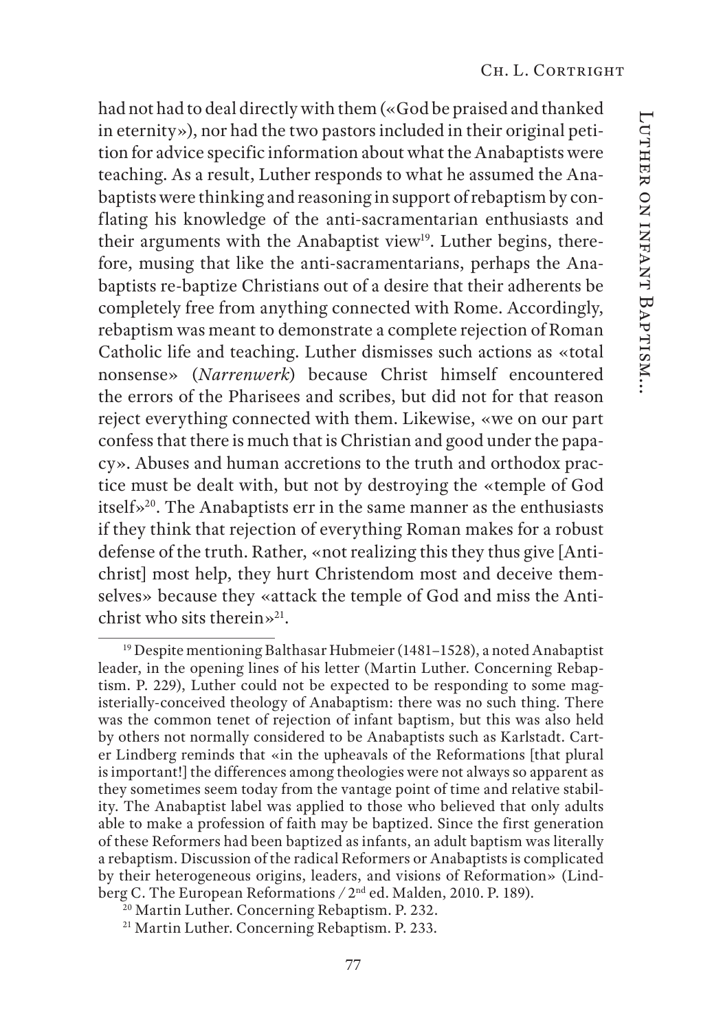had not had to deal directly with them («God be praised and thanked in eternity»), nor had the two pastors included in their original petition for advice specific information about what the Anabaptists were teaching. As a result, Luther responds to what he assumed the Anabaptists were thinking and reasoning in support of rebaptism by conflating his knowledge of the anti-sacramentarian enthusiasts and their arguments with the Anabaptist view[19]. Luther begins, therefore, musing that like the anti-sacramentarians, perhaps the Anabaptists re-baptize Christians out of a desire that their adherents be completely free from anything connected with Rome. Accordingly, rebaptism was meant to demonstrate a complete rejection of Roman Catholic life and teaching. Luther dismisses such actions as «total nonsense» (*Narrenwerk*) because Christ himself encountered the errors of the Pharisees and scribes, but did not for that reason reject everything connected with them. Likewise, «we on our part confess that there is much that is Christian and good under the papacy». Abuses and human accretions to the truth and orthodox practice must be dealt with, but not by destroying the «temple of God itself»[20]. The Anabaptists err in the same manner as the enthusiasts if they think that rejection of everything Roman makes for a robust defense of the truth. Rather, «not realizing this they thus give [Antichrist] most help, they hurt Christendom most and deceive themselves» because they «attack the temple of God and miss the Antichrist who sits therein»[21].

---

[19] Despite mentioning Balthasar Hubmeier (1481–1528), a noted Anabaptist leader, in the opening lines of his letter (Martin Luther. Concerning Rebaptism. P. 229), Luther could not be expected to be responding to some magisterially-conceived theology of Anabaptism: there was no such thing. There was the common tenet of rejection of infant baptism, but this was also held by others not normally considered to be Anabaptists such as Karlstadt. Carter Lindberg reminds that «in the upheavals of the Reformations [that plural is important!] the differences among theologies were not always so apparent as they sometimes seem today from the vantage point of time and relative stability. The Anabaptist label was applied to those who believed that only adults able to make a profession of faith may be baptized. Since the first generation of these Reformers had been baptized as infants, an adult baptism was literally a rebaptism. Discussion of the radical Reformers or Anabaptists is complicated by their heterogeneous origins, leaders, and visions of Reformation» (Lindberg C. The European Reformations / 2nd ed. Malden, 2010. P. 189).

[20] Martin Luther. Concerning Rebaptism. P. 232.

[21] Martin Luther. Concerning Rebaptism. P. 233.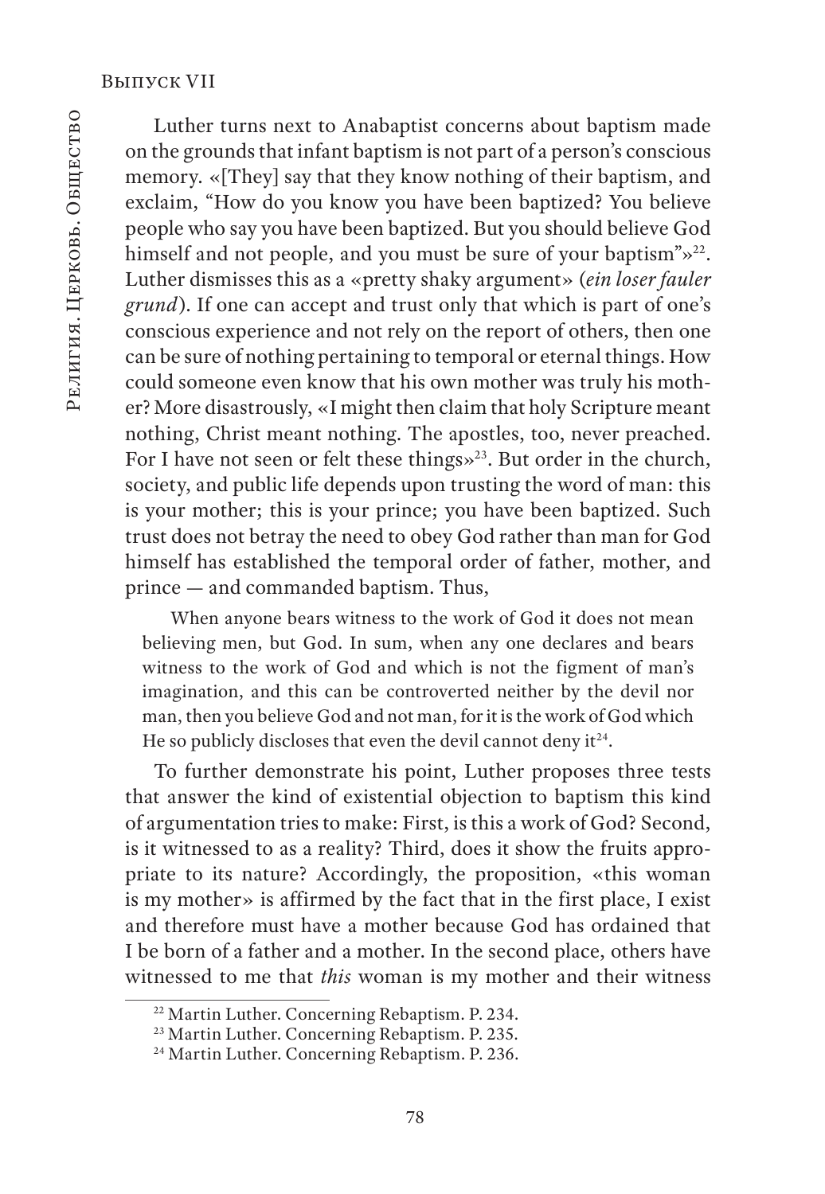Luther turns next to Anabaptist concerns about baptism made on the grounds that infant baptism is not part of a person's conscious memory. «[They] say that they know nothing of their baptism, and exclaim, "How do you know you have been baptized? You believe people who say you have been baptized. But you should believe God himself and not people, and you must be sure of your baptism"»[22]. Luther dismisses this as a «pretty shaky argument» (*ein loser fauler grund*). If one can accept and trust only that which is part of one's conscious experience and not rely on the report of others, then one can be sure of nothing pertaining to temporal or eternal things. How could someone even know that his own mother was truly his mother? More disastrously, «I might then claim that holy Scripture meant nothing, Christ meant nothing. The apostles, too, never preached. For I have not seen or felt these things»[23]. But order in the church, society, and public life depends upon trusting the word of man: this is your mother; this is your prince; you have been baptized. Such trust does not betray the need to obey God rather than man for God himself has established the temporal order of father, mother, and prince — and commanded baptism. Thus,

> When anyone bears witness to the work of God it does not mean believing men, but God. In sum, when any one declares and bears witness to the work of God and which is not the figment of man's imagination, and this can be controverted neither by the devil nor man, then you believe God and not man, for it is the work of God which He so publicly discloses that even the devil cannot deny it[24].

To further demonstrate his point, Luther proposes three tests that answer the kind of existential objection to baptism this kind of argumentation tries to make: First, is this a work of God? Second, is it witnessed to as a reality? Third, does it show the fruits appropriate to its nature? Accordingly, the proposition, «this woman is my mother» is affirmed by the fact that in the first place, I exist and therefore must have a mother because God has ordained that I be born of a father and a mother. In the second place, others have witnessed to me that *this* woman is my mother and their witness

---

[22] Martin Luther. Concerning Rebaptism. P. 234.

[23] Martin Luther. Concerning Rebaptism. P. 235.

[24] Martin Luther. Concerning Rebaptism. P. 236.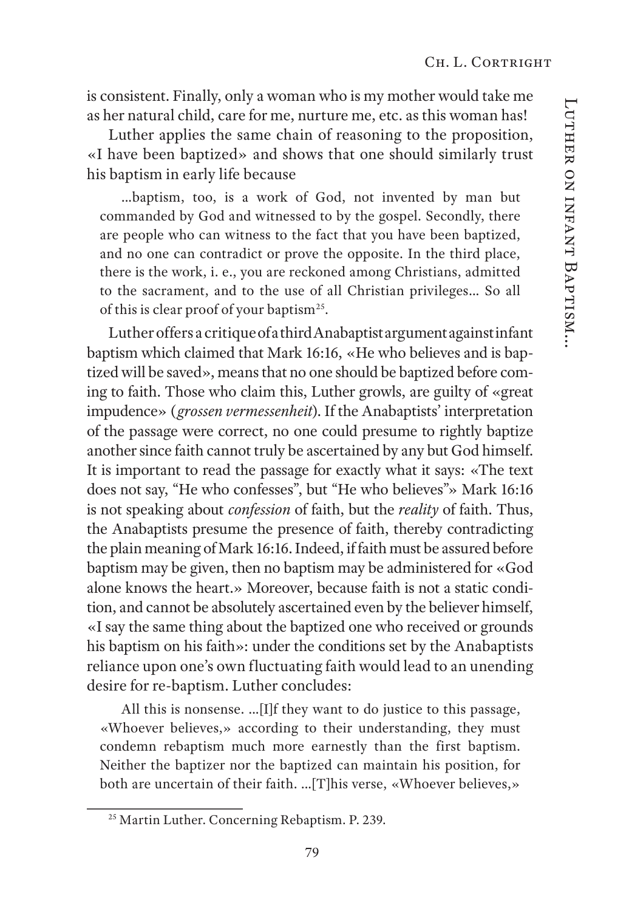is consistent. Finally, only a woman who is my mother would take me as her natural child, care for me, nurture me, etc. as this woman has!

Luther applies the same chain of reasoning to the proposition, «I have been baptized» and shows that one should similarly trust his baptism in early life because

> ...baptism, too, is a work of God, not invented by man but commanded by God and witnessed to by the gospel. Secondly, there are people who can witness to the fact that you have been baptized, and no one can contradict or prove the opposite. In the third place, there is the work, i. e., you are reckoned among Christians, admitted to the sacrament, and to the use of all Christian privileges... So all of this is clear proof of your baptism[25].

Luther offers a critique of a third Anabaptist argument against infant baptism which claimed that Mark 16:16, «He who believes and is baptized will be saved», means that no one should be baptized before coming to faith. Those who claim this, Luther growls, are guilty of «great impudence» (*grossen vermessenheit*). If the Anabaptists' interpretation of the passage were correct, no one could presume to rightly baptize another since faith cannot truly be ascertained by any but God himself. It is important to read the passage for exactly what it says: «The text does not say, "He who confesses", but "He who believes"» Mark 16:16 is not speaking about *confession* of faith, but the *reality* of faith. Thus, the Anabaptists presume the presence of faith, thereby contradicting the plain meaning of Mark 16:16. Indeed, if faith must be assured before baptism may be given, then no baptism may be administered for «God alone knows the heart.» Moreover, because faith is not a static condition, and cannot be absolutely ascertained even by the believer himself, «I say the same thing about the baptized one who received or grounds his baptism on his faith»: under the conditions set by the Anabaptists reliance upon one's own fluctuating faith would lead to an unending desire for re-baptism. Luther concludes:

> All this is nonsense. ...[I]f they want to do justice to this passage, «Whoever believes,» according to their understanding, they must condemn rebaptism much more earnestly than the first baptism. Neither the baptizer nor the baptized can maintain his position, for both are uncertain of their faith. ...[T]his verse, «Whoever believes,»

[25] Martin Luther. Concerning Rebaptism. P. 239.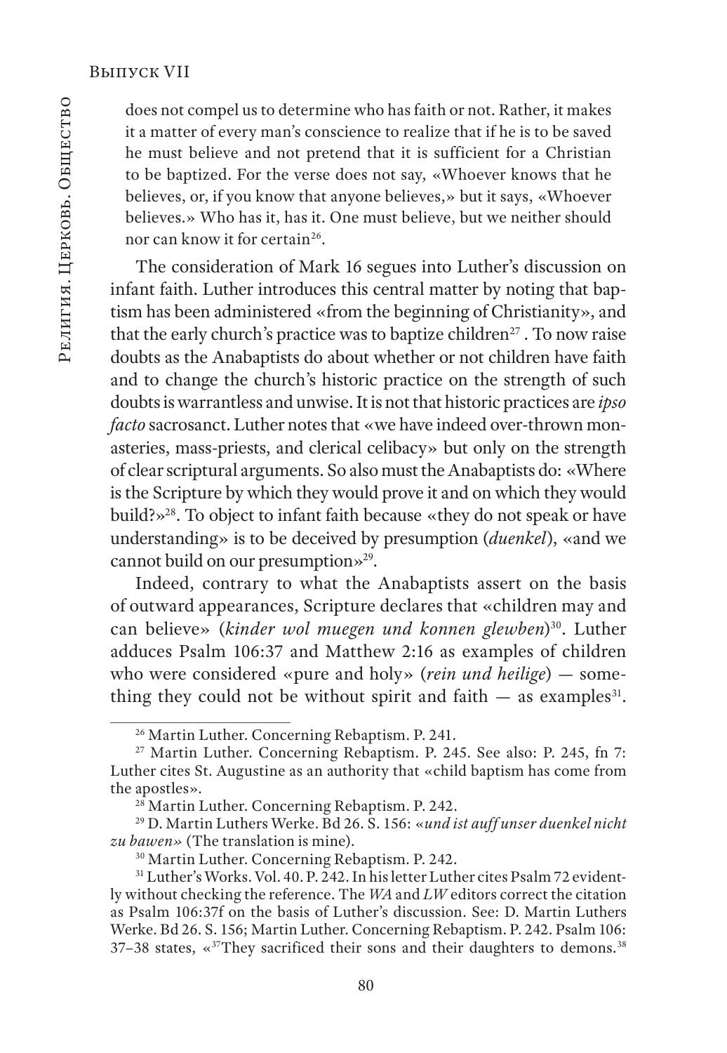does not compel us to determine who has faith or not. Rather, it makes it a matter of every man's conscience to realize that if he is to be saved he must believe and not pretend that it is sufficient for a Christian to be baptized. For the verse does not say, «Whoever knows that he believes, or, if you know that anyone believes,» but it says, «Whoever believes.» Who has it, has it. One must believe, but we neither should nor can know it for certain[26].

The consideration of Mark 16 segues into Luther's discussion on infant faith. Luther introduces this central matter by noting that baptism has been administered «from the beginning of Christianity», and that the early church's practice was to baptize children[27]. To now raise doubts as the Anabaptists do about whether or not children have faith and to change the church's historic practice on the strength of such doubts is warrantless and unwise. It is not that historic practices are *ipso facto* sacrosanct. Luther notes that «we have indeed over-thrown monasteries, mass-priests, and clerical celibacy» but only on the strength of clear scriptural arguments. So also must the Anabaptists do: «Where is the Scripture by which they would prove it and on which they would build?»[28]. To object to infant faith because «they do not speak or have understanding» is to be deceived by presumption (*duenkel*), «and we cannot build on our presumption»[29].

Indeed, contrary to what the Anabaptists assert on the basis of outward appearances, Scripture declares that «children may and can believe» (*kinder wol muegen und konnen glewben*)[30]. Luther adduces Psalm 106:37 and Matthew 2:16 as examples of children who were considered «pure and holy» (*rein und heilige*) — something they could not be without spirit and faith — as examples[31].

---

[26] Martin Luther. Concerning Rebaptism. P. 241.

[27] Martin Luther. Concerning Rebaptism. P. 245. See also: P. 245, fn 7: Luther cites St. Augustine as an authority that «child baptism has come from the apostles».

[28] Martin Luther. Concerning Rebaptism. P. 242.

[29] D. Martin Luthers Werke. Bd 26. S. 156: «*und ist auff unser duenkel nicht zu bawen*» (The translation is mine).

[30] Martin Luther. Concerning Rebaptism. P. 242.

[31] Luther's Works. Vol. 40. P. 242. In his letter Luther cites Psalm 72 evidently without checking the reference. The *WA* and *LW* editors correct the citation as Psalm 106:37f on the basis of Luther's discussion. See: D. Martin Luthers Werke. Bd 26. S. 156; Martin Luther. Concerning Rebaptism. P. 242. Psalm 106: 37–38 states, «[37]They sacrificed their sons and their daughters to demons.[38]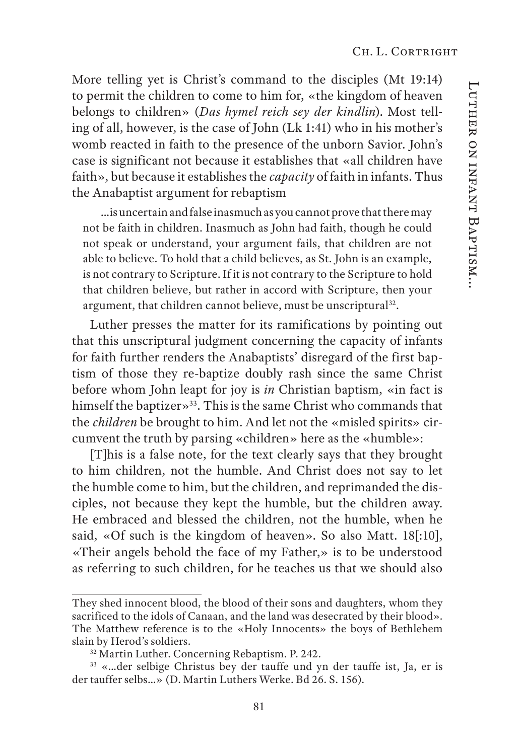More telling yet is Christ's command to the disciples (Mt 19:14) to permit the children to come to him for, «the kingdom of heaven belongs to children» (*Das hymel reich sey der kindlin*). Most telling of all, however, is the case of John (Lk 1:41) who in his mother's womb reacted in faith to the presence of the unborn Savior. John's case is significant not because it establishes that «all children have faith», but because it establishes the *capacity* of faith in infants. Thus the Anabaptist argument for rebaptism

> ...is uncertain and false inasmuch as you cannot prove that there may not be faith in children. Inasmuch as John had faith, though he could not speak or understand, your argument fails, that children are not able to believe. To hold that a child believes, as St. John is an example, is not contrary to Scripture. If it is not contrary to the Scripture to hold that children believe, but rather in accord with Scripture, then your argument, that children cannot believe, must be unscriptural[32].

Luther presses the matter for its ramifications by pointing out that this unscriptural judgment concerning the capacity of infants for faith further renders the Anabaptists' disregard of the first baptism of those they re-baptize doubly rash since the same Christ before whom John leapt for joy is *in* Christian baptism, «in fact is himself the baptizer»[33]. This is the same Christ who commands that the *children* be brought to him. And let not the «misled spirits» circumvent the truth by parsing «children» here as the «humble»:

[T]his is a false note, for the text clearly says that they brought to him children, not the humble. And Christ does not say to let the humble come to him, but the children, and reprimanded the disciples, not because they kept the humble, but the children away. He embraced and blessed the children, not the humble, when he said, «Of such is the kingdom of heaven». So also Matt. 18[:10], «Their angels behold the face of my Father,» is to be understood as referring to such children, for he teaches us that we should also

---

They shed innocent blood, the blood of their sons and daughters, whom they sacrificed to the idols of Canaan, and the land was desecrated by their blood». The Matthew reference is to the «Holy Innocents» the boys of Bethlehem slain by Herod's soldiers.

[32] Martin Luther. Concerning Rebaptism. P. 242.

[33] «...der selbige Christus bey der tauffe und yn der tauffe ist, Ja, er is der tauffer selbs...» (D. Martin Luthers Werke. Bd 26. S. 156).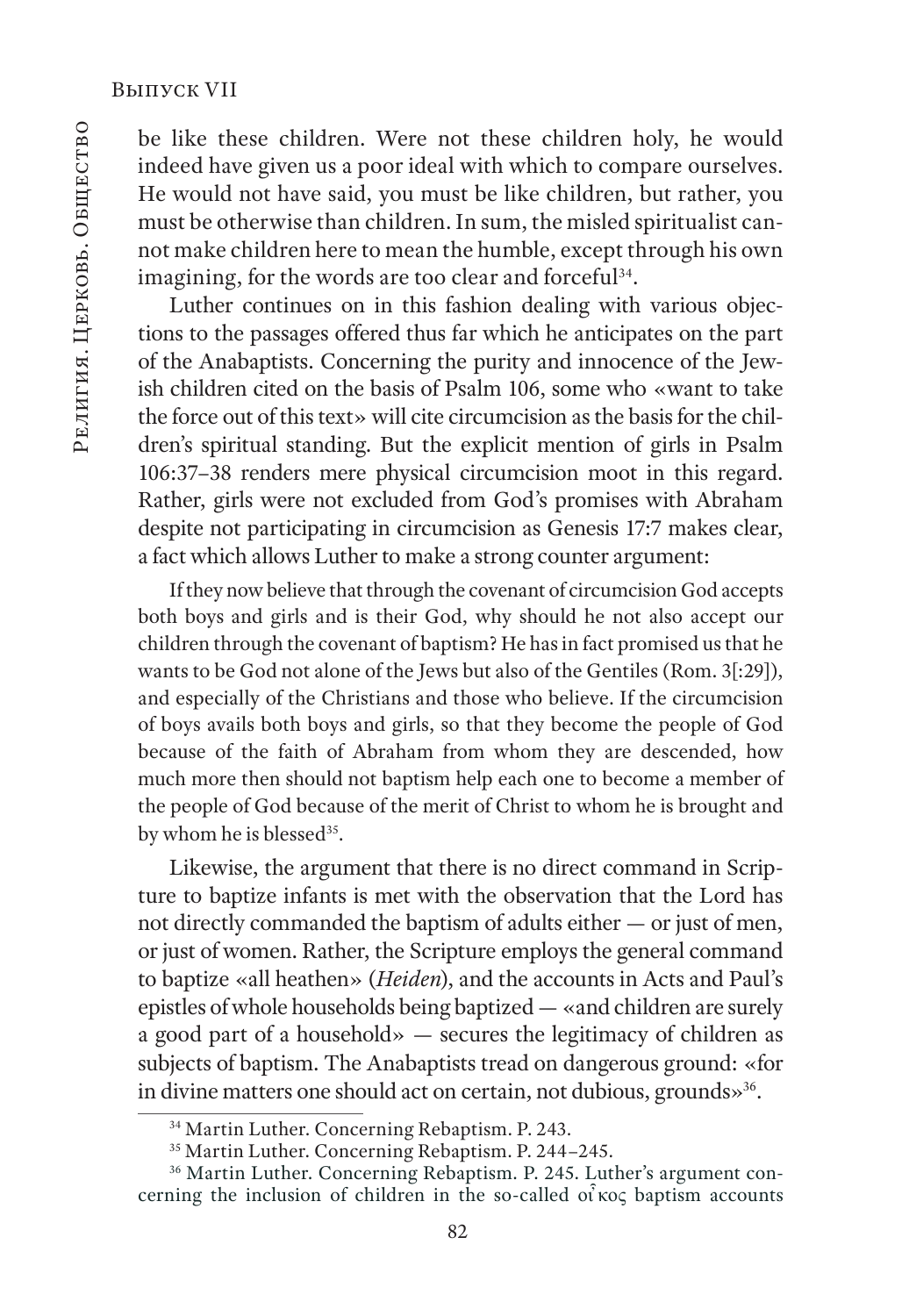be like these children. Were not these children holy, he would indeed have given us a poor ideal with which to compare ourselves. He would not have said, you must be like children, but rather, you must be otherwise than children. In sum, the misled spiritualist cannot make children here to mean the humble, except through his own imagining, for the words are too clear and forceful[34].

Luther continues on in this fashion dealing with various objections to the passages offered thus far which he anticipates on the part of the Anabaptists. Concerning the purity and innocence of the Jewish children cited on the basis of Psalm 106, some who «want to take the force out of this text» will cite circumcision as the basis for the children's spiritual standing. But the explicit mention of girls in Psalm 106:37–38 renders mere physical circumcision moot in this regard. Rather, girls were not excluded from God's promises with Abraham despite not participating in circumcision as Genesis 17:7 makes clear, a fact which allows Luther to make a strong counter argument:

> If they now believe that through the covenant of circumcision God accepts both boys and girls and is their God, why should he not also accept our children through the covenant of baptism? He has in fact promised us that he wants to be God not alone of the Jews but also of the Gentiles (Rom. 3[:29]), and especially of the Christians and those who believe. If the circumcision of boys avails both boys and girls, so that they become the people of God because of the faith of Abraham from whom they are descended, how much more then should not baptism help each one to become a member of the people of God because of the merit of Christ to whom he is brought and by whom he is blessed[35].

Likewise, the argument that there is no direct command in Scripture to baptize infants is met with the observation that the Lord has not directly commanded the baptism of adults either — or just of men, or just of women. Rather, the Scripture employs the general command to baptize «all heathen» (*Heiden*), and the accounts in Acts and Paul's epistles of whole households being baptized — «and children are surely a good part of a household» — secures the legitimacy of children as subjects of baptism. The Anabaptists tread on dangerous ground: «for in divine matters one should act on certain, not dubious, grounds»[36].

---

[34] Martin Luther. Concerning Rebaptism. P. 243.

[35] Martin Luther. Concerning Rebaptism. P. 244–245.

[36] Martin Luther. Concerning Rebaptism. P. 245. Luther's argument concerning the inclusion of children in the so-called οἶκος baptism accounts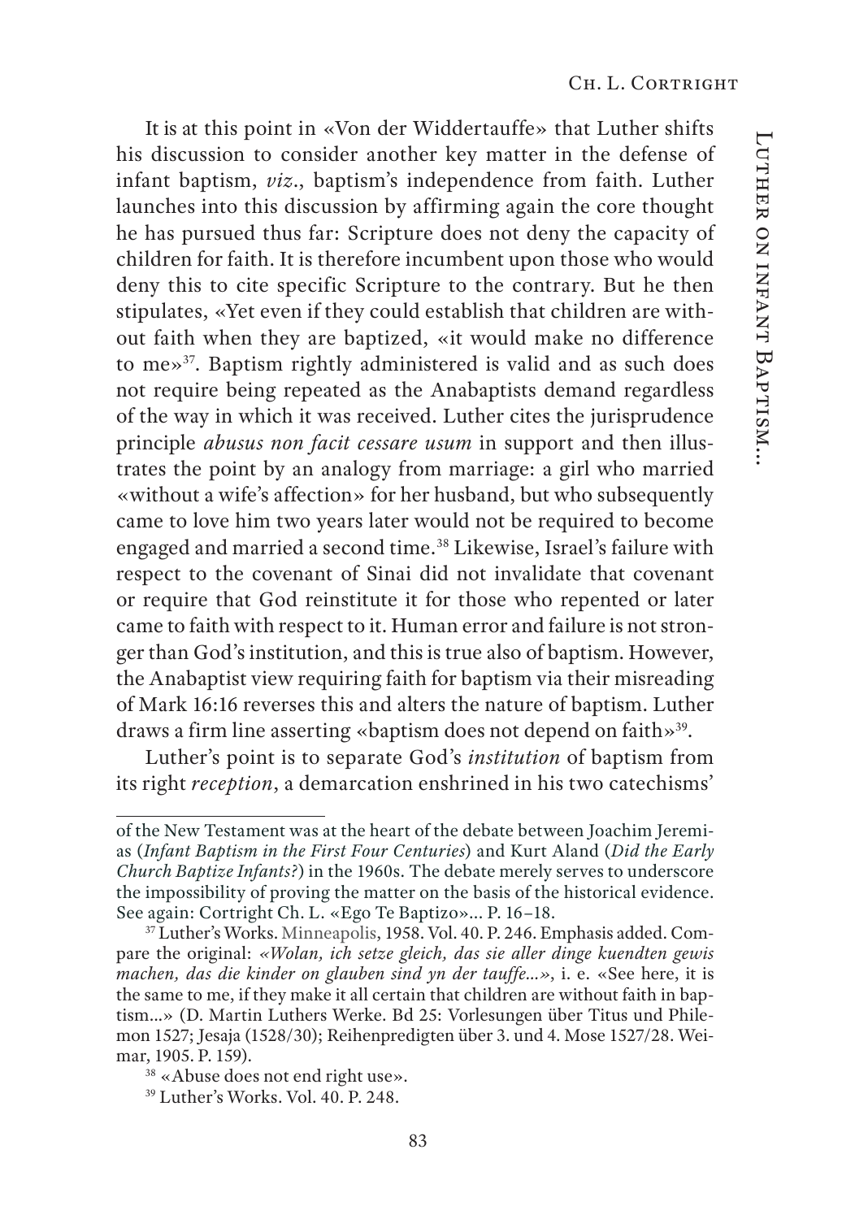It is at this point in «Von der Widdertauffe» that Luther shifts his discussion to consider another key matter in the defense of infant baptism, *viz*., baptism's independence from faith. Luther launches into this discussion by affirming again the core thought he has pursued thus far: Scripture does not deny the capacity of children for faith. It is therefore incumbent upon those who would deny this to cite specific Scripture to the contrary. But he then stipulates, «Yet even if they could establish that children are without faith when they are baptized, «it would make no difference to me»[37]. Baptism rightly administered is valid and as such does not require being repeated as the Anabaptists demand regardless of the way in which it was received. Luther cites the jurisprudence principle *abusus non facit cessare usum* in support and then illustrates the point by an analogy from marriage: a girl who married «without a wife's affection» for her husband, but who subsequently came to love him two years later would not be required to become engaged and married a second time.[38] Likewise, Israel's failure with respect to the covenant of Sinai did not invalidate that covenant or require that God reinstitute it for those who repented or later came to faith with respect to it. Human error and failure is not stronger than God's institution, and this is true also of baptism. However, the Anabaptist view requiring faith for baptism via their misreading of Mark 16:16 reverses this and alters the nature of baptism. Luther draws a firm line asserting «baptism does not depend on faith»[39].

Luther's point is to separate God's *institution* of baptism from its right *reception*, a demarcation enshrined in his two catechisms'

---

of the New Testament was at the heart of the debate between Joachim Jeremias (*Infant Baptism in the First Four Centuries*) and Kurt Aland (*Did the Early Church Baptize Infants?*) in the 1960s. The debate merely serves to underscore the impossibility of proving the matter on the basis of the historical evidence. See again: Cortright Ch. L. «Ego Te Baptizo»... P. 16–18.

[37] Luther's Works. Minneapolis, 1958. Vol. 40. P. 246. Emphasis added. Compare the original: *«Wolan, ich setze gleich, das sie aller dinge kuendten gewis machen, das die kinder on glauben sind yn der tauffe...»*, i. e. «See here, it is the same to me, if they make it all certain that children are without faith in baptism...» (D. Martin Luthers Werke. Bd 25: Vorlesungen über Titus und Philemon 1527; Jesaja (1528/30); Reihenpredigten über 3. und 4. Mose 1527/28. Weimar, 1905. P. 159).

[38] «Abuse does not end right use».

[39] Luther's Works. Vol. 40. P. 248.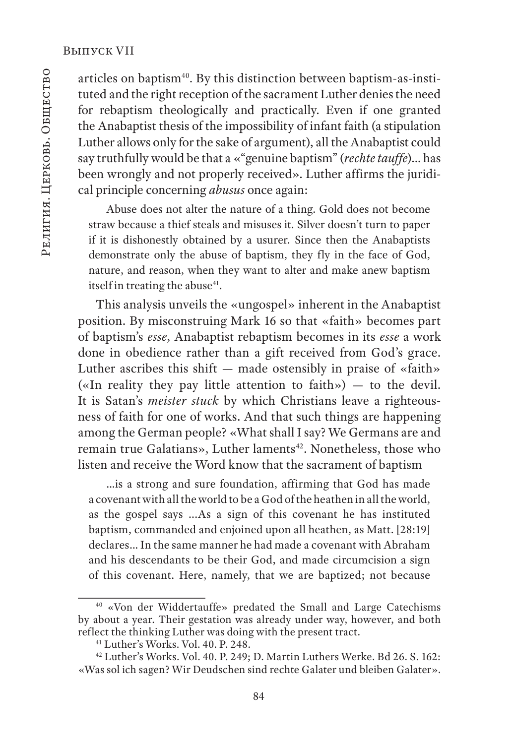articles on baptism[40]. By this distinction between baptism-as-instituted and the right reception of the sacrament Luther denies the need for rebaptism theologically and practically. Even if one granted the Anabaptist thesis of the impossibility of infant faith (a stipulation Luther allows only for the sake of argument), all the Anabaptist could say truthfully would be that a «"genuine baptism" (*rechte tauffe*)… has been wrongly and not properly received». Luther affirms the juridical principle concerning *abusus* once again:

> Abuse does not alter the nature of a thing. Gold does not become straw because a thief steals and misuses it. Silver doesn't turn to paper if it is dishonestly obtained by a usurer. Since then the Anabaptists demonstrate only the abuse of baptism, they fly in the face of God, nature, and reason, when they want to alter and make anew baptism itself in treating the abuse[41].

This analysis unveils the «ungospel» inherent in the Anabaptist position. By misconstruing Mark 16 so that «faith» becomes part of baptism's *esse*, Anabaptist rebaptism becomes in its *esse* a work done in obedience rather than a gift received from God's grace. Luther ascribes this shift — made ostensibly in praise of «faith» («In reality they pay little attention to faith») — to the devil. It is Satan's *meister stuck* by which Christians leave a righteousness of faith for one of works. And that such things are happening among the German people? «What shall I say? We Germans are and remain true Galatians», Luther laments[42]. Nonetheless, those who listen and receive the Word know that the sacrament of baptism

> …is a strong and sure foundation, affirming that God has made a covenant with all the world to be a God of the heathen in all the world, as the gospel says …As a sign of this covenant he has instituted baptism, commanded and enjoined upon all heathen, as Matt. [28:19] declares… In the same manner he had made a covenant with Abraham and his descendants to be their God, and made circumcision a sign of this covenant. Here, namely, that we are baptized; not because

---

[40] «Von der Widdertauffe» predated the Small and Large Catechisms by about a year. Their gestation was already under way, however, and both reflect the thinking Luther was doing with the present tract.

[41] Luther's Works. Vol. 40. P. 248.

[42] Luther's Works. Vol. 40. P. 249; D. Martin Luthers Werke. Bd 26. S. 162: «Was sol ich sagen? Wir Deudschen sind rechte Galater und bleiben Galater».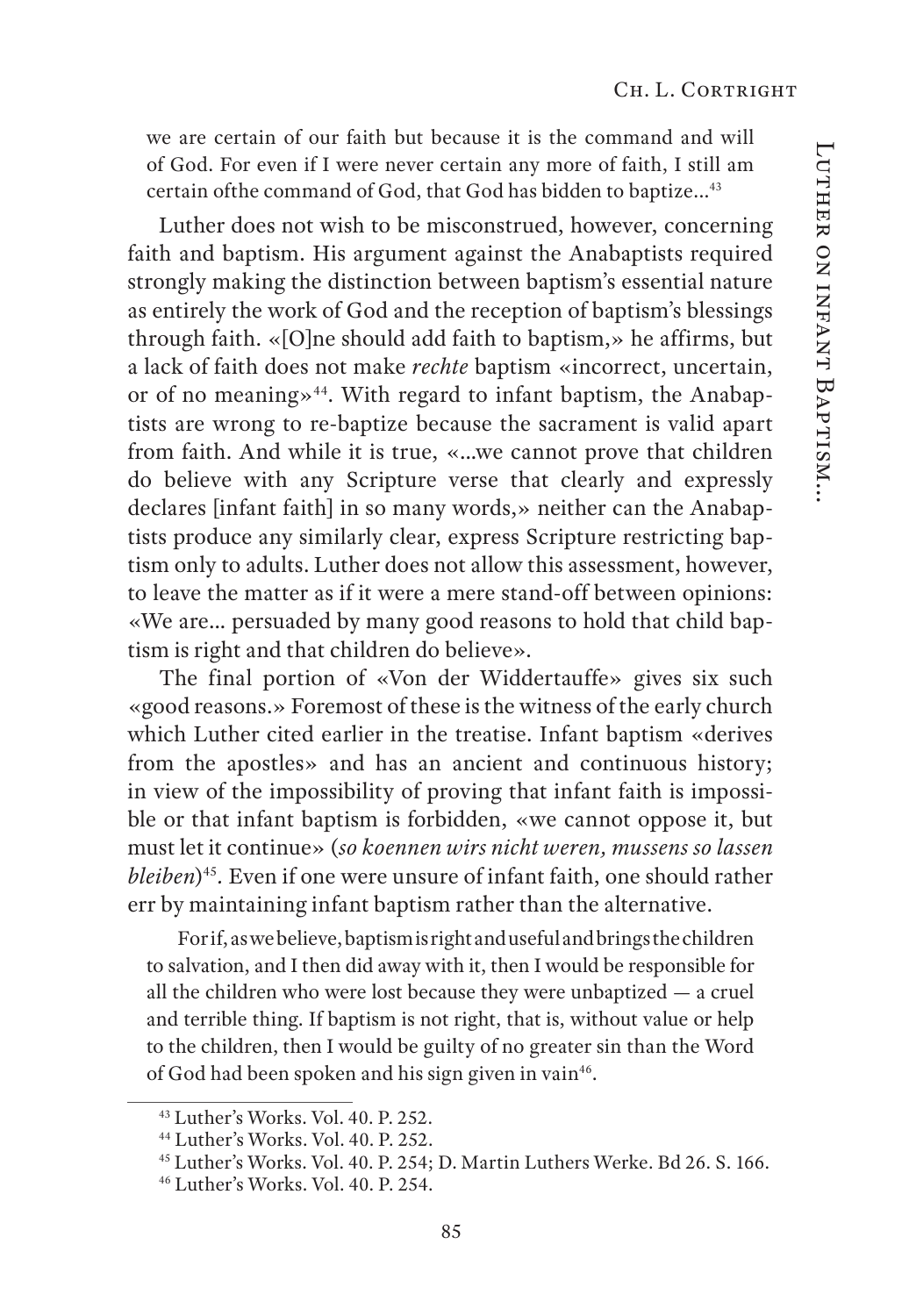we are certain of our faith but because it is the command and will of God. For even if I were never certain any more of faith, I still am certain ofthe command of God, that God has bidden to baptize...[43]

Luther does not wish to be misconstrued, however, concerning faith and baptism. His argument against the Anabaptists required strongly making the distinction between baptism's essential nature as entirely the work of God and the reception of baptism's blessings through faith. «[O]ne should add faith to baptism,» he affirms, but a lack of faith does not make *rechte* baptism «incorrect, uncertain, or of no meaning»[44]. With regard to infant baptism, the Anabaptists are wrong to re-baptize because the sacrament is valid apart from faith. And while it is true, «...we cannot prove that children do believe with any Scripture verse that clearly and expressly declares [infant faith] in so many words,» neither can the Anabaptists produce any similarly clear, express Scripture restricting baptism only to adults. Luther does not allow this assessment, however, to leave the matter as if it were a mere stand-off between opinions: «We are... persuaded by many good reasons to hold that child baptism is right and that children do believe».

The final portion of «Von der Widdertauffe» gives six such «good reasons.» Foremost of these is the witness of the early church which Luther cited earlier in the treatise. Infant baptism «derives from the apostles» and has an ancient and continuous history; in view of the impossibility of proving that infant faith is impossible or that infant baptism is forbidden, «we cannot oppose it, but must let it continue» (*so koennen wirs nicht weren, mussens so lassen bleiben*)[45]. Even if one were unsure of infant faith, one should rather err by maintaining infant baptism rather than the alternative.

For if, as we believe, baptism is right and useful and brings the children to salvation, and I then did away with it, then I would be responsible for all the children who were lost because they were unbaptized — a cruel and terrible thing. If baptism is not right, that is, without value or help to the children, then I would be guilty of no greater sin than the Word of God had been spoken and his sign given in vain[46].

---

[43] Luther's Works. Vol. 40. P. 252.

[44] Luther's Works. Vol. 40. P. 252.

[45] Luther's Works. Vol. 40. P. 254; D. Martin Luthers Werke. Bd 26. S. 166.

[46] Luther's Works. Vol. 40. P. 254.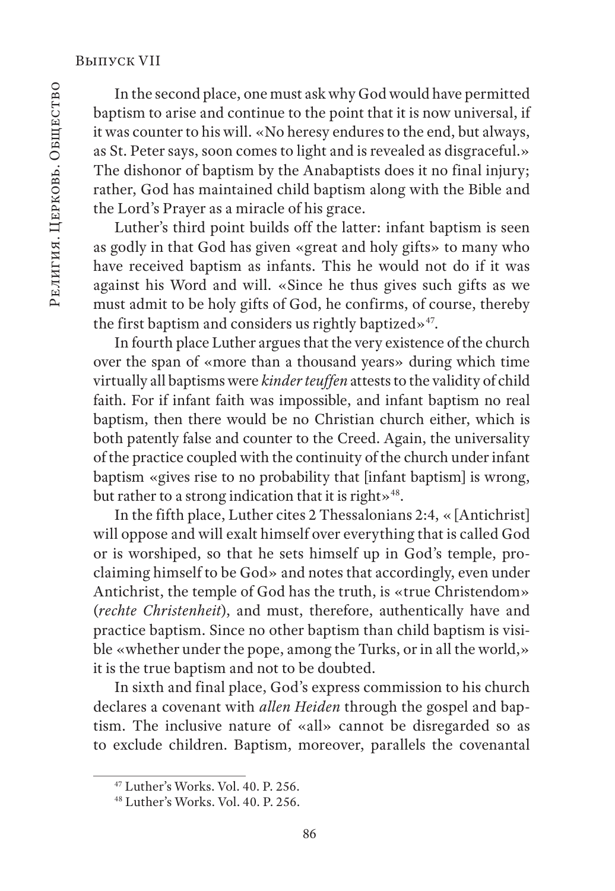In the second place, one must ask why God would have permitted baptism to arise and continue to the point that it is now universal, if it was counter to his will. «No heresy endures to the end, but always, as St. Peter says, soon comes to light and is revealed as disgraceful.» The dishonor of baptism by the Anabaptists does it no final injury; rather, God has maintained child baptism along with the Bible and the Lord's Prayer as a miracle of his grace.

Luther's third point builds off the latter: infant baptism is seen as godly in that God has given «great and holy gifts» to many who have received baptism as infants. This he would not do if it was against his Word and will. «Since he thus gives such gifts as we must admit to be holy gifts of God, he confirms, of course, thereby the first baptism and considers us rightly baptized»[47].

In fourth place Luther argues that the very existence of the church over the span of «more than a thousand years» during which time virtually all baptisms were *kinder teuffen* attests to the validity of child faith. For if infant faith was impossible, and infant baptism no real baptism, then there would be no Christian church either, which is both patently false and counter to the Creed. Again, the universality of the practice coupled with the continuity of the church under infant baptism «gives rise to no probability that [infant baptism] is wrong, but rather to a strong indication that it is right»[48].

In the fifth place, Luther cites 2 Thessalonians 2:4, « [Antichrist] will oppose and will exalt himself over everything that is called God or is worshiped, so that he sets himself up in God's temple, proclaiming himself to be God» and notes that accordingly, even under Antichrist, the temple of God has the truth, is «true Christendom» (*rechte Christenheit*), and must, therefore, authentically have and practice baptism. Since no other baptism than child baptism is visible «whether under the pope, among the Turks, or in all the world,» it is the true baptism and not to be doubted.

In sixth and final place, God's express commission to his church declares a covenant with *allen Heiden* through the gospel and baptism. The inclusive nature of «all» cannot be disregarded so as to exclude children. Baptism, moreover, parallels the covenantal

---

[47] Luther's Works. Vol. 40. P. 256.

[48] Luther's Works. Vol. 40. P. 256.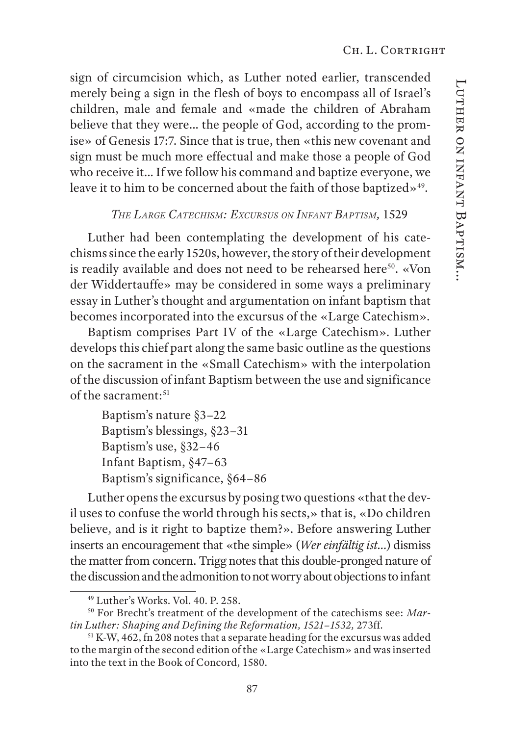sign of circumcision which, as Luther noted earlier, transcended merely being a sign in the flesh of boys to encompass all of Israel's children, male and female and «made the children of Abraham believe that they were… the people of God, according to the promise» of Genesis 17:7. Since that is true, then «this new covenant and sign must be much more effectual and make those a people of God who receive it… If we follow his command and baptize everyone, we leave it to him to be concerned about the faith of those baptized»[49].

### *The Large Catechism: Excursus on Infant Baptism,* 1529

Luther had been contemplating the development of his catechisms since the early 1520s, however, the story of their development is readily available and does not need to be rehearsed here[50]. «Von der Widdertauffe» may be considered in some ways a preliminary essay in Luther's thought and argumentation on infant baptism that becomes incorporated into the excursus of the «Large Catechism».

Baptism comprises Part IV of the «Large Catechism». Luther develops this chief part along the same basic outline as the questions on the sacrament in the «Small Catechism» with the interpolation of the discussion of infant Baptism between the use and significance of the sacrament:[51]

Baptism's nature §3–22
Baptism's blessings, §23–31
Baptism's use, §32–46
Infant Baptism, §47–63
Baptism's significance, §64–86

Luther opens the excursus by posing two questions «that the devil uses to confuse the world through his sects,» that is, «Do children believe, and is it right to baptize them?». Before answering Luther inserts an encouragement that «the simple» (*Wer einfältig ist…*) dismiss the matter from concern. Trigg notes that this double-pronged nature of the discussion and the admonition to not worry about objections to infant

---

[49] Luther's Works. Vol. 40. P. 258.

[50] For Brecht's treatment of the development of the catechisms see: *Martin Luther: Shaping and Defining the Reformation, 1521–1532,* 273ff.

[51] K-W, 462, fn 208 notes that a separate heading for the excursus was added to the margin of the second edition of the «Large Catechism» and was inserted into the text in the Book of Concord, 1580.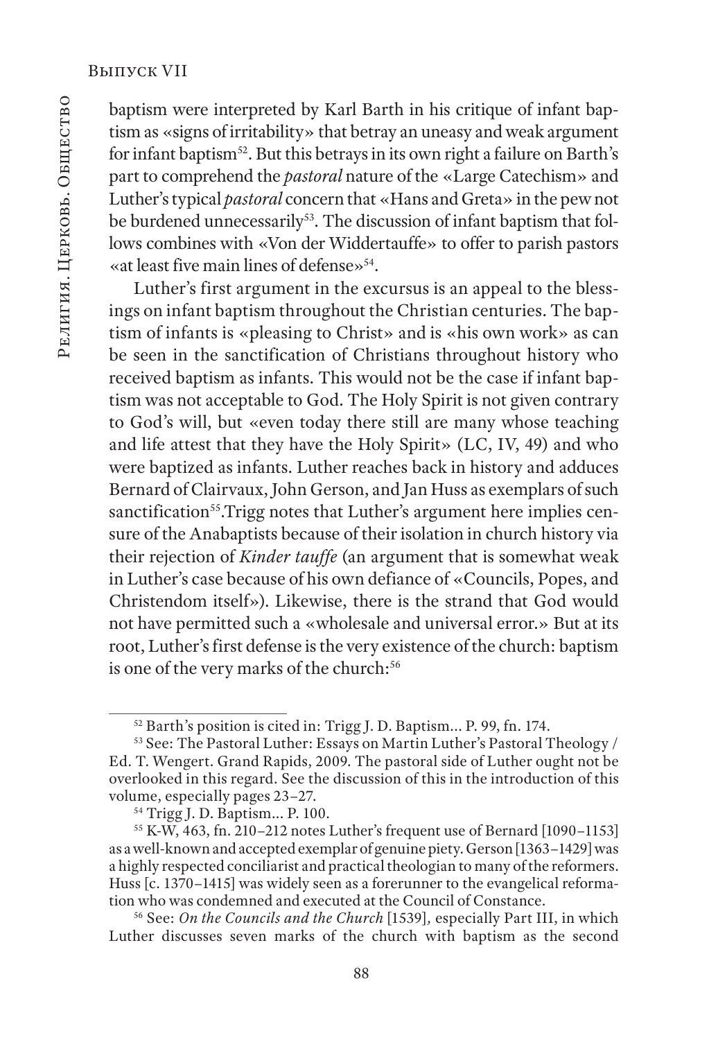baptism were interpreted by Karl Barth in his critique of infant baptism as «signs of irritability» that betray an uneasy and weak argument for infant baptism[52]. But this betrays in its own right a failure on Barth's part to comprehend the *pastoral* nature of the «Large Catechism» and Luther's typical *pastoral* concern that «Hans and Greta» in the pew not be burdened unnecessarily[53]. The discussion of infant baptism that follows combines with «Von der Widdertauffe» to offer to parish pastors «at least five main lines of defense»[54].

Luther's first argument in the excursus is an appeal to the blessings on infant baptism throughout the Christian centuries. The baptism of infants is «pleasing to Christ» and is «his own work» as can be seen in the sanctification of Christians throughout history who received baptism as infants. This would not be the case if infant baptism was not acceptable to God. The Holy Spirit is not given contrary to God's will, but «even today there still are many whose teaching and life attest that they have the Holy Spirit» (LC, IV, 49) and who were baptized as infants. Luther reaches back in history and adduces Bernard of Clairvaux, John Gerson, and Jan Huss as exemplars of such sanctification[55].Trigg notes that Luther's argument here implies censure of the Anabaptists because of their isolation in church history via their rejection of *Kinder tauffe* (an argument that is somewhat weak in Luther's case because of his own defiance of «Councils, Popes, and Christendom itself»). Likewise, there is the strand that God would not have permitted such a «wholesale and universal error.» But at its root, Luther's first defense is the very existence of the church: baptism is one of the very marks of the church:[56]

---

[52] Barth's position is cited in: Trigg J. D. Baptism… P. 99, fn. 174.

[53] See: The Pastoral Luther: Essays on Martin Luther's Pastoral Theology / Ed. T. Wengert. Grand Rapids, 2009. The pastoral side of Luther ought not be overlooked in this regard. See the discussion of this in the introduction of this volume, especially pages 23–27.

[54] Trigg J. D. Baptism… P. 100.

[55] K-W, 463, fn. 210–212 notes Luther's frequent use of Bernard [1090–1153] as a well-known and accepted exemplar of genuine piety. Gerson [1363–1429] was a highly respected conciliarist and practical theologian to many of the reformers. Huss [c. 1370–1415] was widely seen as a forerunner to the evangelical reformation who was condemned and executed at the Council of Constance.

[56] See: *On the Councils and the Church* [1539]*,* especially Part III, in which Luther discusses seven marks of the church with baptism as the second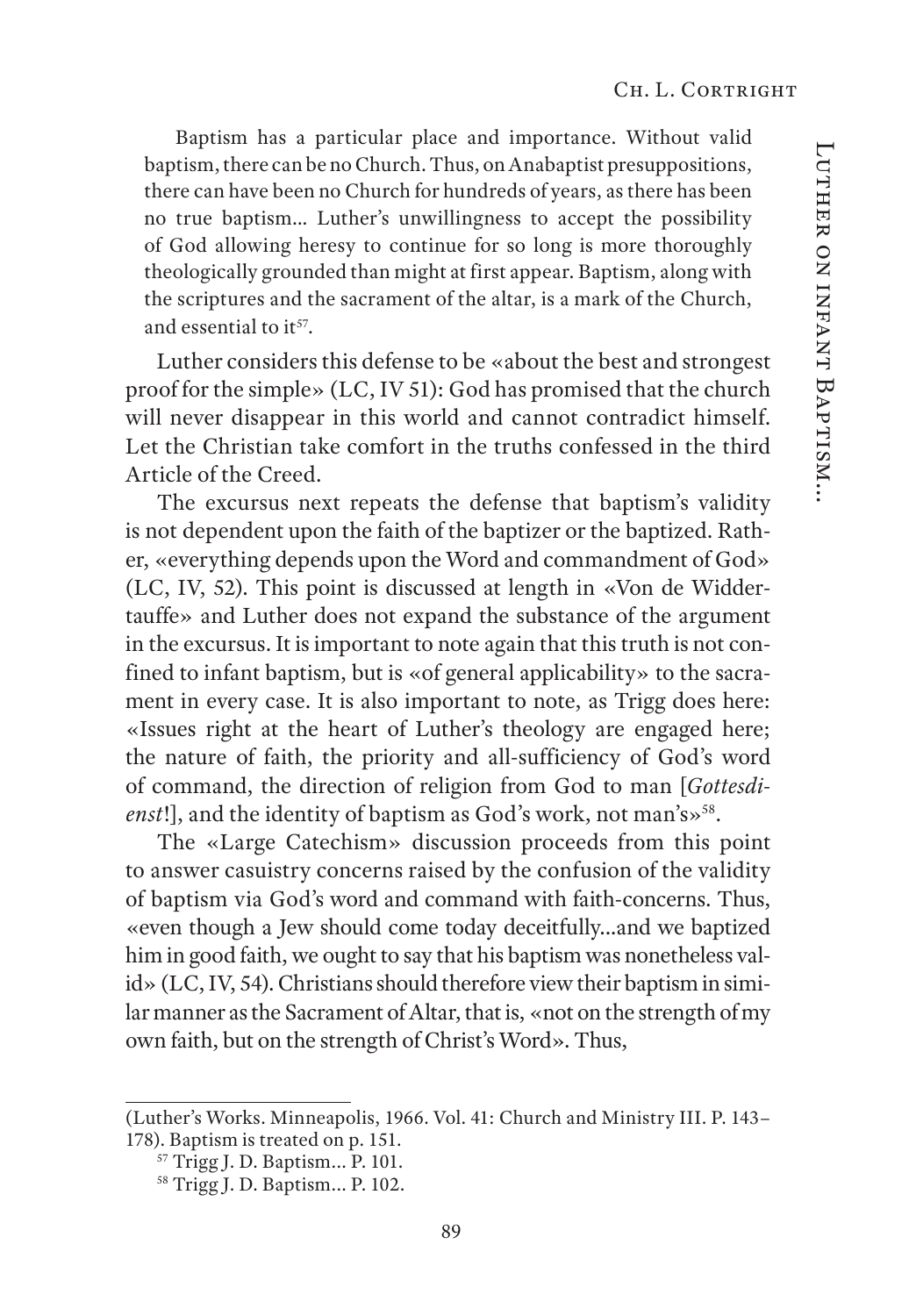> Baptism has a particular place and importance. Without valid baptism, there can be no Church. Thus, on Anabaptist presuppositions, there can have been no Church for hundreds of years, as there has been no true baptism… Luther's unwillingness to accept the possibility of God allowing heresy to continue for so long is more thoroughly theologically grounded than might at first appear. Baptism, along with the scriptures and the sacrament of the altar, is a mark of the Church, and essential to it[57].

Luther considers this defense to be «about the best and strongest proof for the simple» (LC, IV 51): God has promised that the church will never disappear in this world and cannot contradict himself. Let the Christian take comfort in the truths confessed in the third Article of the Creed.

The excursus next repeats the defense that baptism's validity is not dependent upon the faith of the baptizer or the baptized. Rather, «everything depends upon the Word and commandment of God» (LC, IV, 52). This point is discussed at length in «Von de Widdertauffe» and Luther does not expand the substance of the argument in the excursus. It is important to note again that this truth is not confined to infant baptism, but is «of general applicability» to the sacrament in every case. It is also important to note, as Trigg does here: «Issues right at the heart of Luther's theology are engaged here; the nature of faith, the priority and all-sufficiency of God's word of command, the direction of religion from God to man [*Gottesdienst*!], and the identity of baptism as God's work, not man's»[58].

The «Large Catechism» discussion proceeds from this point to answer casuistry concerns raised by the confusion of the validity of baptism via God's word and command with faith-concerns. Thus, «even though a Jew should come today deceitfully…and we baptized him in good faith, we ought to say that his baptism was nonetheless valid» (LC, IV, 54). Christians should therefore view their baptism in similar manner as the Sacrament of Altar, that is, «not on the strength of my own faith, but on the strength of Christ's Word». Thus,

---

(Luther's Works. Minneapolis, 1966. Vol. 41: Church and Ministry III. P. 143–178). Baptism is treated on p. 151.

[57] Trigg J. D. Baptism… P. 101.

[58] Trigg J. D. Baptism… P. 102.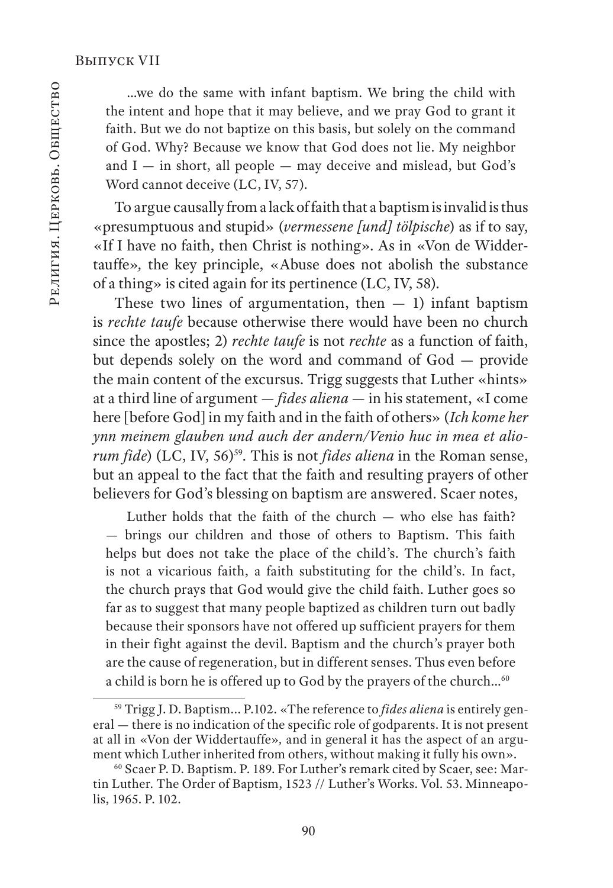...we do the same with infant baptism. We bring the child with the intent and hope that it may believe, and we pray God to grant it faith. But we do not baptize on this basis, but solely on the command of God. Why? Because we know that God does not lie. My neighbor and I — in short, all people — may deceive and mislead, but God's Word cannot deceive (LC, IV, 57).

To argue causally from a lack of faith that a baptism is invalid is thus «presumptuous and stupid» (*vermessene [und] tölpische*) as if to say, «If I have no faith, then Christ is nothing». As in «Von de Widdertauffe», the key principle, «Abuse does not abolish the substance of a thing» is cited again for its pertinence (LC, IV, 58).

These two lines of argumentation, then — 1) infant baptism is *rechte taufe* because otherwise there would have been no church since the apostles; 2) *rechte taufe* is not *rechte* as a function of faith, but depends solely on the word and command of God — provide the main content of the excursus. Trigg suggests that Luther «hints» at a third line of argument — *fides aliena* — in his statement, «I come here [before God] in my faith and in the faith of others» (*Ich kome her ynn meinem glauben und auch der andern/Venio huc in mea et aliorum fide*) (LC, IV, 56)[59]. This is not *fides aliena* in the Roman sense, but an appeal to the fact that the faith and resulting prayers of other believers for God's blessing on baptism are answered. Scaer notes,

> Luther holds that the faith of the church — who else has faith? — brings our children and those of others to Baptism. This faith helps but does not take the place of the child's. The church's faith is not a vicarious faith, a faith substituting for the child's. In fact, the church prays that God would give the child faith. Luther goes so far as to suggest that many people baptized as children turn out badly because their sponsors have not offered up sufficient prayers for them in their fight against the devil. Baptism and the church's prayer both are the cause of regeneration, but in different senses. Thus even before a child is born he is offered up to God by the prayers of the church...[60]

---

[59] Trigg J. D. Baptism... P.102. «The reference to *fides aliena* is entirely general — there is no indication of the specific role of godparents. It is not present at all in «Von der Widdertauffe», and in general it has the aspect of an argument which Luther inherited from others, without making it fully his own».

[60] Scaer P. D. Baptism. P. 189. For Luther's remark cited by Scaer, see: Martin Luther. The Order of Baptism, 1523 // Luther's Works. Vol. 53. Minneapolis, 1965. P. 102.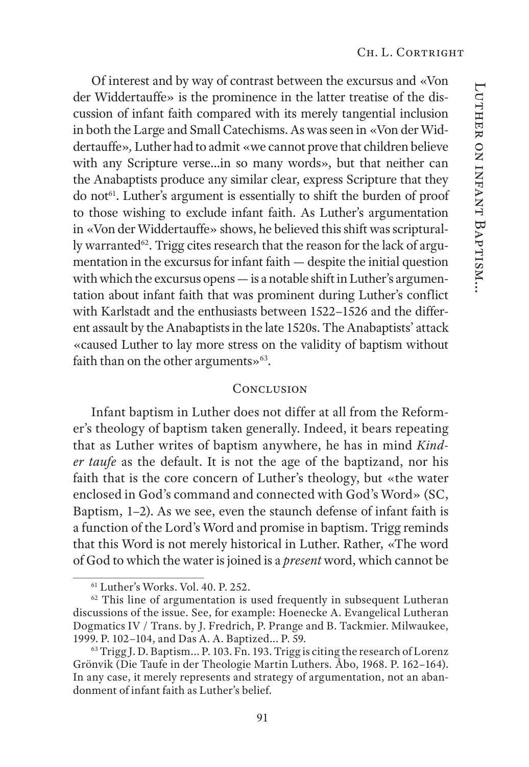Of interest and by way of contrast between the excursus and «Von der Widdertauffe» is the prominence in the latter treatise of the discussion of infant faith compared with its merely tangential inclusion in both the Large and Small Catechisms. As was seen in «Von der Widdertauffe», Luther had to admit «we cannot prove that children believe with any Scripture verse...in so many words», but that neither can the Anabaptists produce any similar clear, express Scripture that they do not[61]. Luther's argument is essentially to shift the burden of proof to those wishing to exclude infant faith. As Luther's argumentation in «Von der Widdertauffe» shows, he believed this shift was scripturally warranted[62]. Trigg cites research that the reason for the lack of argumentation in the excursus for infant faith — despite the initial question with which the excursus opens — is a notable shift in Luther's argumentation about infant faith that was prominent during Luther's conflict with Karlstadt and the enthusiasts between 1522–1526 and the different assault by the Anabaptists in the late 1520s. The Anabaptists' attack «caused Luther to lay more stress on the validity of baptism without faith than on the other arguments»[63].

## Conclusion

Infant baptism in Luther does not differ at all from the Reformer's theology of baptism taken generally. Indeed, it bears repeating that as Luther writes of baptism anywhere, he has in mind *Kindertaufe* as the default. It is not the age of the baptizand, nor his faith that is the core concern of Luther's theology, but «the water enclosed in God's command and connected with God's Word» (SC, Baptism, 1–2). As we see, even the staunch defense of infant faith is a function of the Lord's Word and promise in baptism. Trigg reminds that this Word is not merely historical in Luther. Rather, «The word of God to which the water is joined is a *present* word, which cannot be

---

[61] Luther's Works. Vol. 40. P. 252.

[62] This line of argumentation is used frequently in subsequent Lutheran discussions of the issue. See, for example: Hoenecke A. Evangelical Lutheran Dogmatics IV / Trans. by J. Fredrich, P. Prange and B. Tackmier. Milwaukee, 1999. P. 102–104, and Das A. A. Baptized... P. 59.

[63] Trigg J. D. Baptism... P. 103. Fn. 193. Trigg is citing the research of Lorenz Grönvik (Die Taufe in der Theologie Martin Luthers. Åbo, 1968. P. 162–164). In any case, it merely represents and strategy of argumentation, not an abandonment of infant faith as Luther's belief.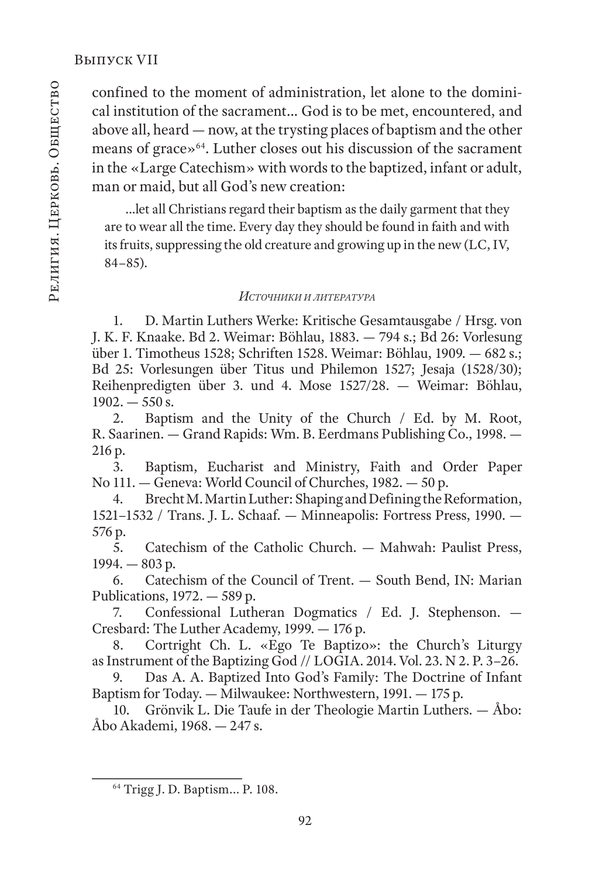confined to the moment of administration, let alone to the dominical institution of the sacrament... God is to be met, encountered, and above all, heard — now, at the trysting places of baptism and the other means of grace»[64]. Luther closes out his discussion of the sacrament in the «Large Catechism» with words to the baptized, infant or adult, man or maid, but all God's new creation:

> ...let all Christians regard their baptism as the daily garment that they are to wear all the time. Every day they should be found in faith and with its fruits, suppressing the old creature and growing up in the new (LC, IV, 84–85).

### *Источники и литература*

1. D. Martin Luthers Werke: Kritische Gesamtausgabe / Hrsg. von J. K. F. Knaake. Bd 2. Weimar: Böhlau, 1883. — 794 s.; Bd 26: Vorlesung über 1. Timotheus 1528; Schriften 1528. Weimar: Böhlau, 1909. — 682 s.; Bd 25: Vorlesungen über Titus und Philemon 1527; Jesaja (1528/30); Reihenpredigten über 3. und 4. Mose 1527/28. — Weimar: Böhlau, 1902. — 550 s.
2. Baptism and the Unity of the Church / Ed. by M. Root, R. Saarinen. — Grand Rapids: Wm. B. Eerdmans Publishing Co., 1998. — 216 p.
3. Baptism, Eucharist and Ministry, Faith and Order Paper No 111. — Geneva: World Council of Churches, 1982. — 50 p.
4. Brecht M. Martin Luther: Shaping and Defining the Reformation, 1521–1532 / Trans. J. L. Schaaf. — Minneapolis: Fortress Press, 1990. — 576 p.
5. Catechism of the Catholic Church. — Mahwah: Paulist Press, 1994. — 803 p.
6. Catechism of the Council of Trent. — South Bend, IN: Marian Publications, 1972. — 589 p.
7. Confessional Lutheran Dogmatics / Ed. J. Stephenson. — Cresbard: The Luther Academy, 1999. — 176 p.
8. Cortright Ch. L. «Ego Te Baptizo»: the Church's Liturgy as Instrument of the Baptizing God // LOGIA. 2014. Vol. 23. N 2. P. 3–26.
9. Das A. A. Baptized Into God's Family: The Doctrine of Infant Baptism for Today. — Milwaukee: Northwestern, 1991. — 175 p.
10. Grönvik L. Die Taufe in der Theologie Martin Luthers. — Åbo: Åbo Akademi, 1968. — 247 s.

---

[64] Trigg J. D. Baptism... P. 108.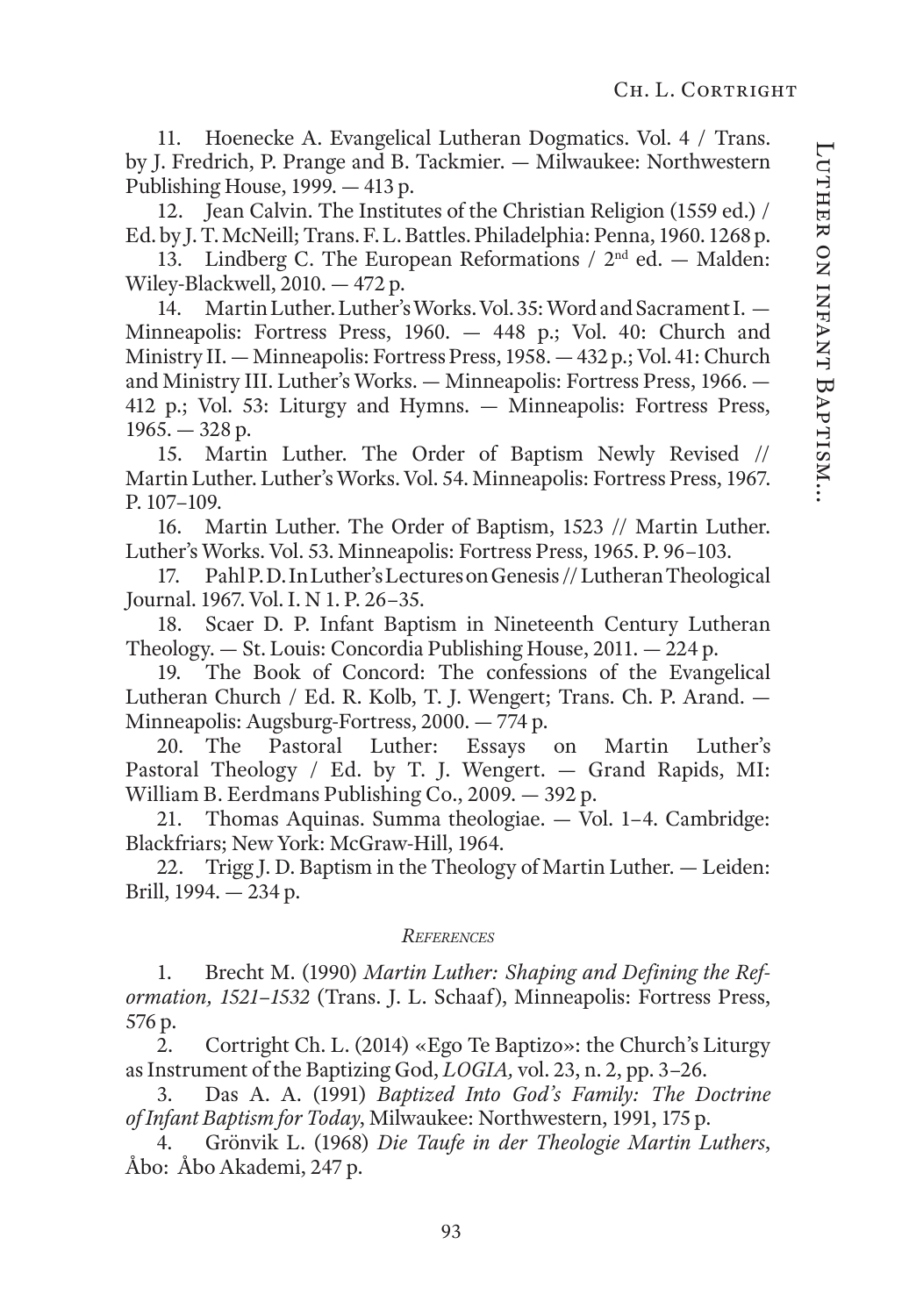11. Hoenecke A. Evangelical Lutheran Dogmatics. Vol. 4 / Trans. by J. Fredrich, P. Prange and B. Tackmier. — Milwaukee: Northwestern Publishing House, 1999. — 413 p.

12. Jean Calvin. The Institutes of the Christian Religion (1559 ed.) / Ed. by J. T. McNeill; Trans. F. L. Battles. Philadelphia: Penna, 1960. 1268 p.

13. Lindberg C. The European Reformations / 2nd ed. — Malden: Wiley-Blackwell, 2010. — 472 p.

14. Martin Luther. Luther's Works. Vol. 35: Word and Sacrament I. — Minneapolis: Fortress Press, 1960. — 448 p.; Vol. 40: Church and Ministry II. — Minneapolis: Fortress Press, 1958. — 432 p.; Vol. 41: Church and Ministry III. Luther's Works. — Minneapolis: Fortress Press, 1966. — 412 p.; Vol. 53: Liturgy and Hymns. — Minneapolis: Fortress Press, 1965. — 328 p.

15. Martin Luther. The Order of Baptism Newly Revised // Martin Luther. Luther's Works. Vol. 54. Minneapolis: Fortress Press, 1967. P. 107–109.

16. Martin Luther. The Order of Baptism, 1523 // Martin Luther. Luther's Works. Vol. 53. Minneapolis: Fortress Press, 1965. P. 96–103.

17. Pahl P. D. In Luther's Lectures on Genesis // Lutheran Theological Journal. 1967. Vol. I. N 1. P. 26–35.

18. Scaer D. P. Infant Baptism in Nineteenth Century Lutheran Theology. — St. Louis: Concordia Publishing House, 2011. — 224 p.

19. The Book of Concord: The confessions of the Evangelical Lutheran Church / Ed. R. Kolb, T. J. Wengert; Trans. Ch. P. Arand. — Minneapolis: Augsburg-Fortress, 2000. — 774 p.

20. The Pastoral Luther: Essays on Martin Luther's Pastoral Theology / Ed. by T. J. Wengert. — Grand Rapids, MI: William B. Eerdmans Publishing Co., 2009. — 392 p.

21. Thomas Aquinas. Summa theologiae. — Vol. 1–4. Cambridge: Blackfriars; New York: McGraw-Hill, 1964.

22. Trigg J. D. Baptism in the Theology of Martin Luther. — Leiden: Brill, 1994. — 234 p.

### *References*

1. Brecht M. (1990) *Martin Luther: Shaping and Defining the Reformation, 1521–1532* (Trans. J. L. Schaaf), Minneapolis: Fortress Press, 576 p.

2. Cortright Ch. L. (2014) «Ego Te Baptizo»: the Church's Liturgy as Instrument of the Baptizing God, *LOGIA,* vol. 23, n. 2, pp. 3–26.

3. Das A. A. (1991) *Baptized Into God's Family: The Doctrine of Infant Baptism for Today*, Milwaukee: Northwestern, 1991, 175 p.

4. Grönvik L. (1968) *Die Taufe in der Theologie Martin Luthers*, Åbo: Åbo Akademi, 247 p.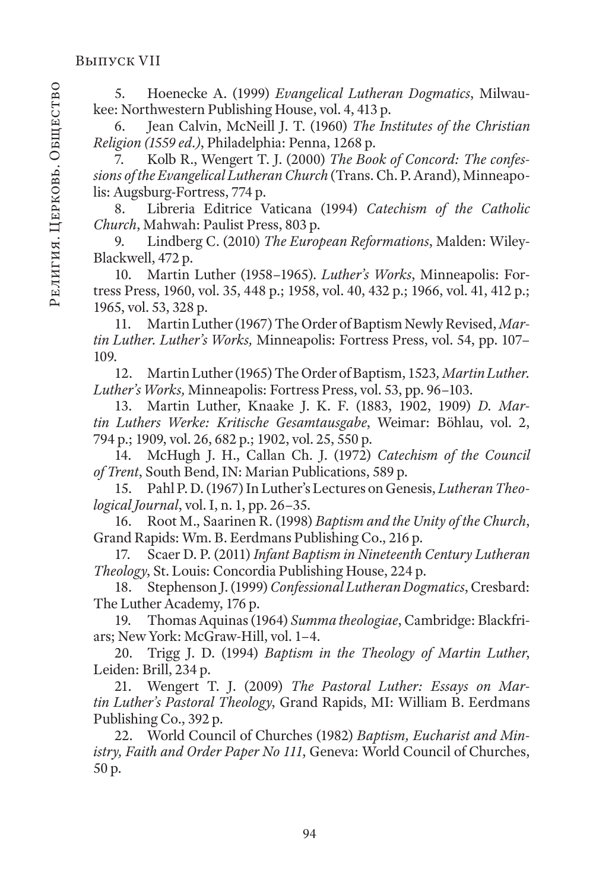5. Hoenecke A. (1999) *Evangelical Lutheran Dogmatics*, Milwaukee: Northwestern Publishing House, vol. 4, 413 p.

6. Jean Calvin, McNeill J. T. (1960) *The Institutes of the Christian Religion (1559 ed.)*, Philadelphia: Penna, 1268 p.

7. Kolb R., Wengert T. J. (2000) *The Book of Concord: The confessions of the Evangelical Lutheran Church* (Trans. Ch. P. Arand), Minneapolis: Augsburg-Fortress, 774 p.

8. Libreria Editrice Vaticana (1994) *Catechism of the Catholic Church*, Mahwah: Paulist Press, 803 p.

9. Lindberg C. (2010) *The European Reformations*, Malden: Wiley-Blackwell, 472 p.

10. Martin Luther (1958–1965). *Luther's Works*, Minneapolis: Fortress Press, 1960, vol. 35, 448 p.; 1958, vol. 40, 432 p.; 1966, vol. 41, 412 p.; 1965, vol. 53, 328 p.

11. Martin Luther (1967) The Order of Baptism Newly Revised, *Martin Luther. Luther's Works,* Minneapolis: Fortress Press, vol. 54, pp. 107–109.

12. Martin Luther (1965) The Order of Baptism, 1523*, Martin Luther. Luther's Works,* Minneapolis: Fortress Press, vol. 53, pp. 96–103.

13. Martin Luther, Knaake J. K. F. (1883, 1902, 1909) *D. Martin Luthers Werke: Kritische Gesamtausgabe*, Weimar: Böhlau, vol. 2, 794 p.; 1909, vol. 26, 682 p.; 1902, vol. 25, 550 p.

14. McHugh J. H., Callan Ch. J. (1972) *Catechism of the Council of Trent*, South Bend, IN: Marian Publications, 589 p.

15. Pahl P. D. (1967) In Luther's Lectures on Genesis, *Lutheran Theological Journal*, vol. I, n. 1, pp. 26–35.

16. Root M., Saarinen R. (1998) *Baptism and the Unity of the Church*, Grand Rapids: Wm. B. Eerdmans Publishing Co., 216 p.

17. Scaer D. P. (2011) *Infant Baptism in Nineteenth Century Lutheran Theology*, St. Louis: Concordia Publishing House, 224 p.

18. Stephenson J. (1999) *Confessional Lutheran Dogmatics*, Cresbard: The Luther Academy, 176 p.

19. Thomas Aquinas (1964) *Summa theologiae*, Cambridge: Blackfriars; New York: McGraw-Hill, vol. 1–4.

20. Trigg J. D. (1994) *Baptism in the Theology of Martin Luther*, Leiden: Brill, 234 p.

21. Wengert T. J. (2009) *The Pastoral Luther: Essays on Martin Luther's Pastoral Theology*, Grand Rapids, MI: William B. Eerdmans Publishing Co., 392 p.

22. World Council of Churches (1982) *Baptism, Eucharist and Ministry, Faith and Order Paper No 111*, Geneva: World Council of Churches, 50 p.